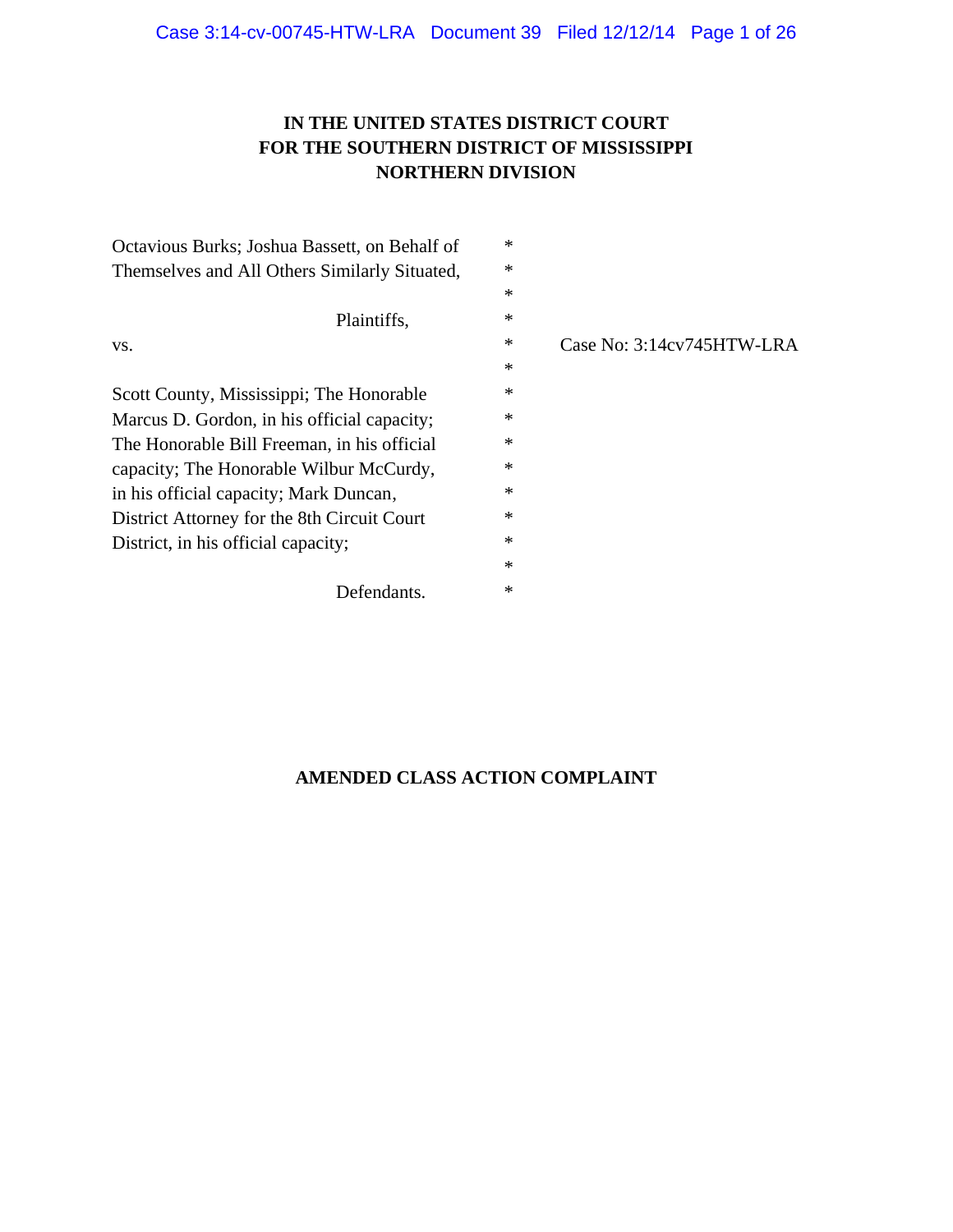**IN THE UNITED STATES DISTRICT COURT**
**FOR THE SOUTHERN DISTRICT OF MISSISSIPPI**
**NORTHERN DIVISION**

| | | |
|---|---|---|
| Octavious Burks; Joshua Bassett, on Behalf of Themselves and All Others Similarly Situated, | * | |
| Plaintiffs, | * | |
| vs. | * | Case No: 3:14cv745HTW-LRA |
| Scott County, Mississippi; The Honorable Marcus D. Gordon, in his official capacity; The Honorable Bill Freeman, in his official capacity; The Honorable Wilbur McCurdy, in his official capacity; Mark Duncan, District Attorney for the 8th Circuit Court District, in his official capacity; | * | |
| Defendants. | * | |

**AMENDED CLASS ACTION COMPLAINT**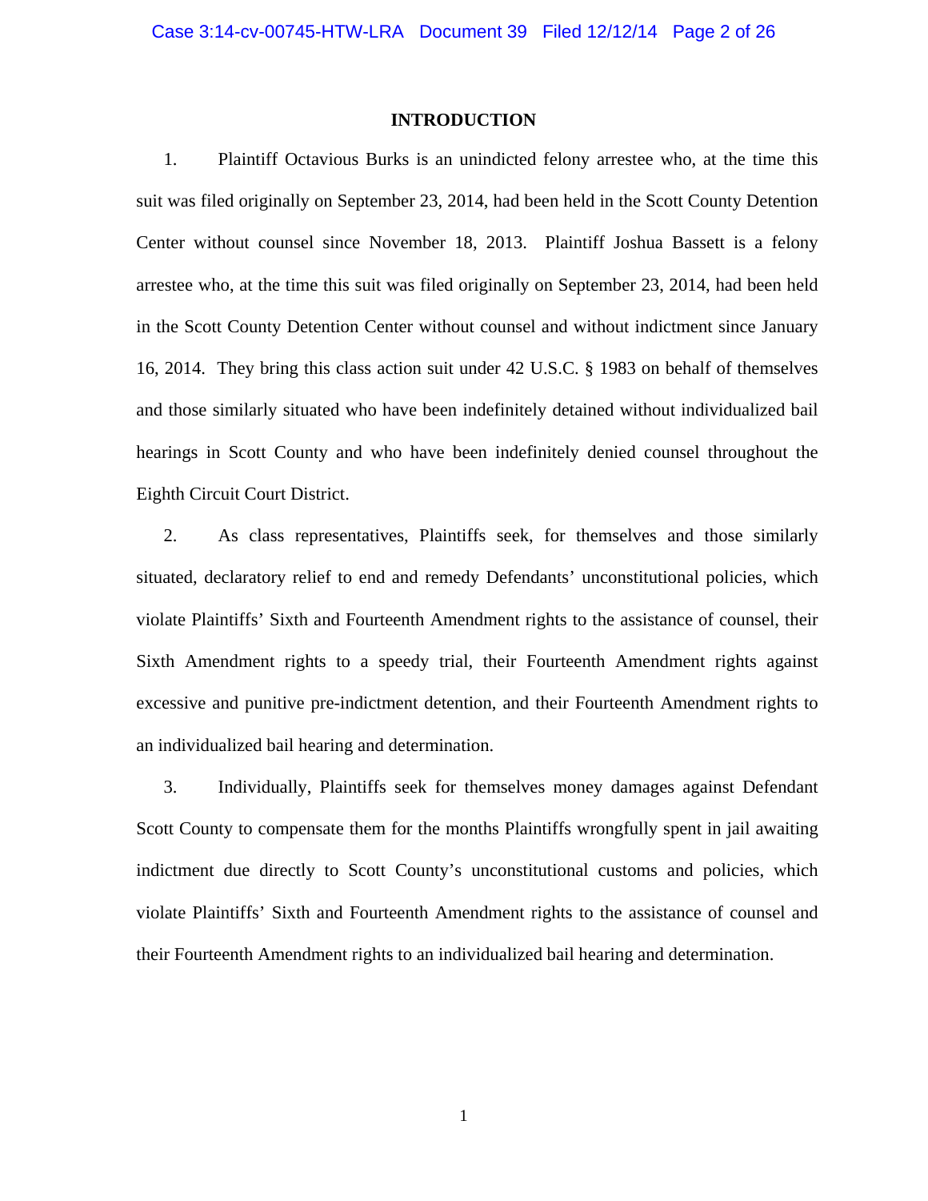## INTRODUCTION

1. Plaintiff Octavious Burks is an unindicted felony arrestee who, at the time this suit was filed originally on September 23, 2014, had been held in the Scott County Detention Center without counsel since November 18, 2013. Plaintiff Joshua Bassett is a felony arrestee who, at the time this suit was filed originally on September 23, 2014, had been held in the Scott County Detention Center without counsel and without indictment since January 16, 2014. They bring this class action suit under 42 U.S.C. § 1983 on behalf of themselves and those similarly situated who have been indefinitely detained without individualized bail hearings in Scott County and who have been indefinitely denied counsel throughout the Eighth Circuit Court District.

2. As class representatives, Plaintiffs seek, for themselves and those similarly situated, declaratory relief to end and remedy Defendants' unconstitutional policies, which violate Plaintiffs' Sixth and Fourteenth Amendment rights to the assistance of counsel, their Sixth Amendment rights to a speedy trial, their Fourteenth Amendment rights against excessive and punitive pre-indictment detention, and their Fourteenth Amendment rights to an individualized bail hearing and determination.

3. Individually, Plaintiffs seek for themselves money damages against Defendant Scott County to compensate them for the months Plaintiffs wrongfully spent in jail awaiting indictment due directly to Scott County's unconstitutional customs and policies, which violate Plaintiffs' Sixth and Fourteenth Amendment rights to the assistance of counsel and their Fourteenth Amendment rights to an individualized bail hearing and determination.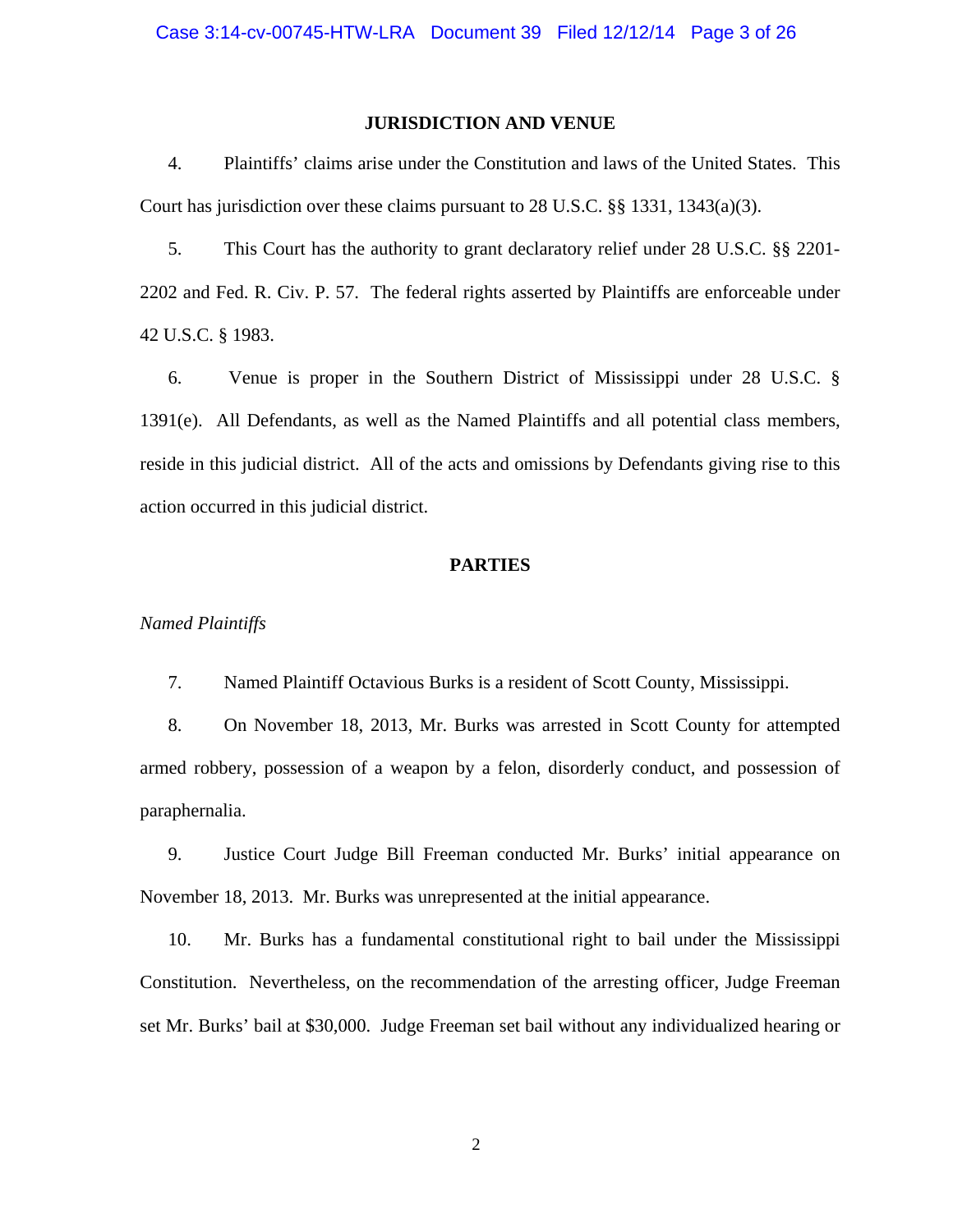## JURISDICTION AND VENUE

4. Plaintiffs' claims arise under the Constitution and laws of the United States. This Court has jurisdiction over these claims pursuant to 28 U.S.C. §§ 1331, 1343(a)(3).

5. This Court has the authority to grant declaratory relief under 28 U.S.C. §§ 2201-2202 and Fed. R. Civ. P. 57. The federal rights asserted by Plaintiffs are enforceable under 42 U.S.C. § 1983.

6. Venue is proper in the Southern District of Mississippi under 28 U.S.C. § 1391(e). All Defendants, as well as the Named Plaintiffs and all potential class members, reside in this judicial district. All of the acts and omissions by Defendants giving rise to this action occurred in this judicial district.

## PARTIES

*Named Plaintiffs*

7. Named Plaintiff Octavious Burks is a resident of Scott County, Mississippi.

8. On November 18, 2013, Mr. Burks was arrested in Scott County for attempted armed robbery, possession of a weapon by a felon, disorderly conduct, and possession of paraphernalia.

9. Justice Court Judge Bill Freeman conducted Mr. Burks' initial appearance on November 18, 2013. Mr. Burks was unrepresented at the initial appearance.

10. Mr. Burks has a fundamental constitutional right to bail under the Mississippi Constitution. Nevertheless, on the recommendation of the arresting officer, Judge Freeman set Mr. Burks' bail at $30,000. Judge Freeman set bail without any individualized hearing or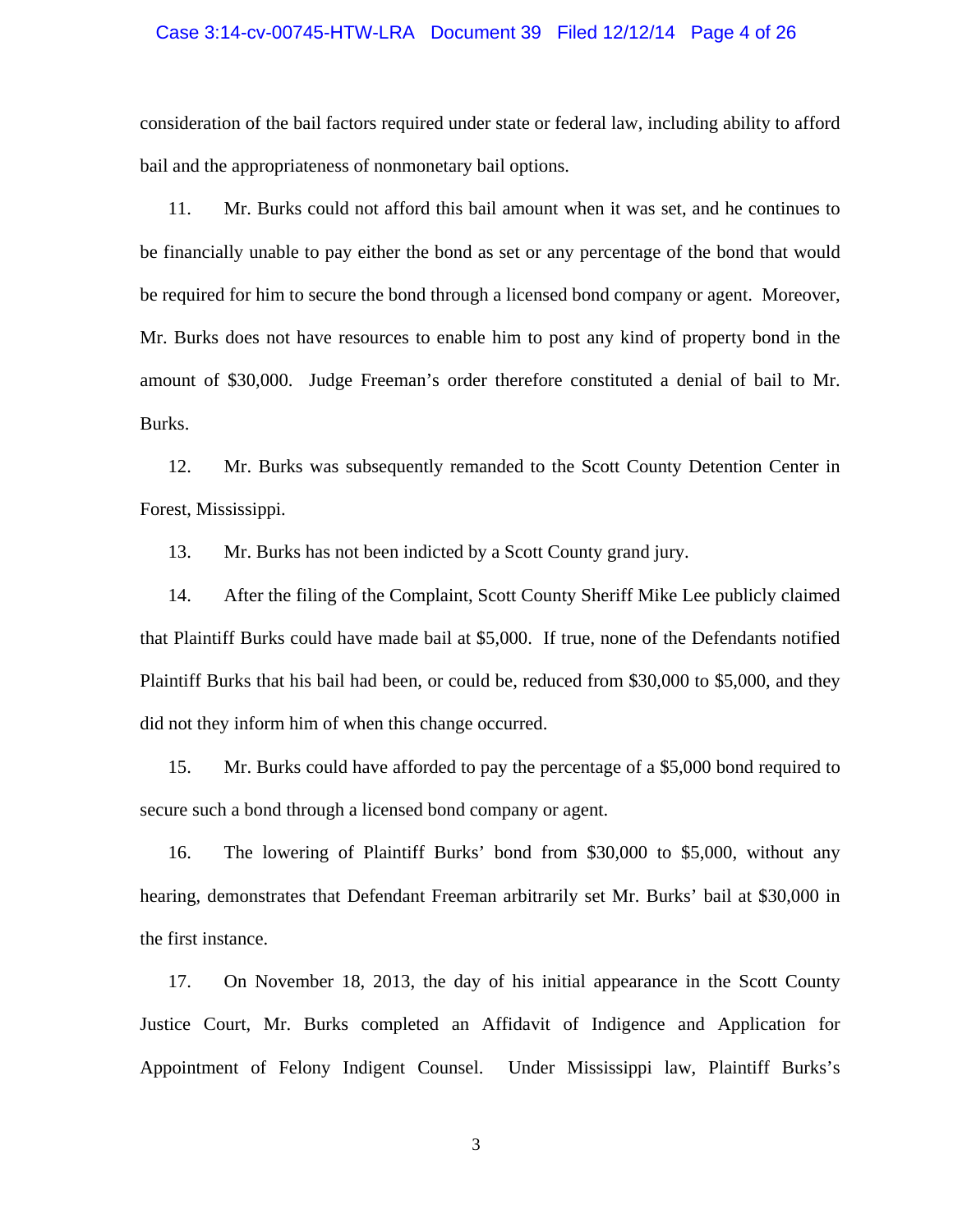consideration of the bail factors required under state or federal law, including ability to afford bail and the appropriateness of nonmonetary bail options.

11. Mr. Burks could not afford this bail amount when it was set, and he continues to be financially unable to pay either the bond as set or any percentage of the bond that would be required for him to secure the bond through a licensed bond company or agent. Moreover, Mr. Burks does not have resources to enable him to post any kind of property bond in the amount of $30,000. Judge Freeman's order therefore constituted a denial of bail to Mr. Burks.

12. Mr. Burks was subsequently remanded to the Scott County Detention Center in Forest, Mississippi.

13. Mr. Burks has not been indicted by a Scott County grand jury.

14. After the filing of the Complaint, Scott County Sheriff Mike Lee publicly claimed that Plaintiff Burks could have made bail at $5,000. If true, none of the Defendants notified Plaintiff Burks that his bail had been, or could be, reduced from $30,000 to $5,000, and they did not they inform him of when this change occurred.

15. Mr. Burks could have afforded to pay the percentage of a $5,000 bond required to secure such a bond through a licensed bond company or agent.

16. The lowering of Plaintiff Burks' bond from $30,000 to $5,000, without any hearing, demonstrates that Defendant Freeman arbitrarily set Mr. Burks' bail at $30,000 in the first instance.

17. On November 18, 2013, the day of his initial appearance in the Scott County Justice Court, Mr. Burks completed an Affidavit of Indigence and Application for Appointment of Felony Indigent Counsel. Under Mississippi law, Plaintiff Burks's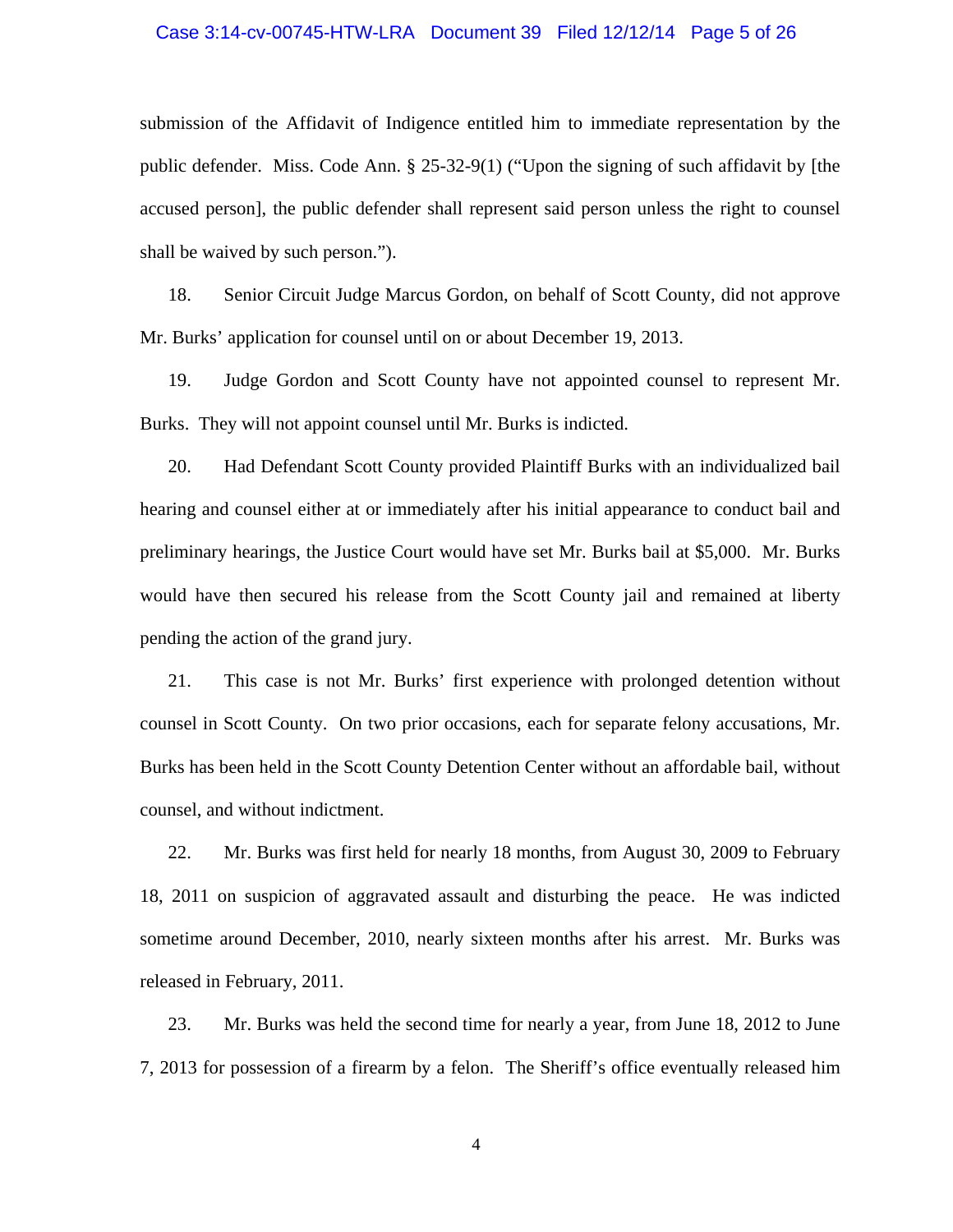submission of the Affidavit of Indigence entitled him to immediate representation by the public defender. Miss. Code Ann. § 25-32-9(1) ("Upon the signing of such affidavit by [the accused person], the public defender shall represent said person unless the right to counsel shall be waived by such person.").

18. Senior Circuit Judge Marcus Gordon, on behalf of Scott County, did not approve Mr. Burks' application for counsel until on or about December 19, 2013.

19. Judge Gordon and Scott County have not appointed counsel to represent Mr. Burks. They will not appoint counsel until Mr. Burks is indicted.

20. Had Defendant Scott County provided Plaintiff Burks with an individualized bail hearing and counsel either at or immediately after his initial appearance to conduct bail and preliminary hearings, the Justice Court would have set Mr. Burks bail at $5,000. Mr. Burks would have then secured his release from the Scott County jail and remained at liberty pending the action of the grand jury.

21. This case is not Mr. Burks' first experience with prolonged detention without counsel in Scott County. On two prior occasions, each for separate felony accusations, Mr. Burks has been held in the Scott County Detention Center without an affordable bail, without counsel, and without indictment.

22. Mr. Burks was first held for nearly 18 months, from August 30, 2009 to February 18, 2011 on suspicion of aggravated assault and disturbing the peace. He was indicted sometime around December, 2010, nearly sixteen months after his arrest. Mr. Burks was released in February, 2011.

23. Mr. Burks was held the second time for nearly a year, from June 18, 2012 to June 7, 2013 for possession of a firearm by a felon. The Sheriff's office eventually released him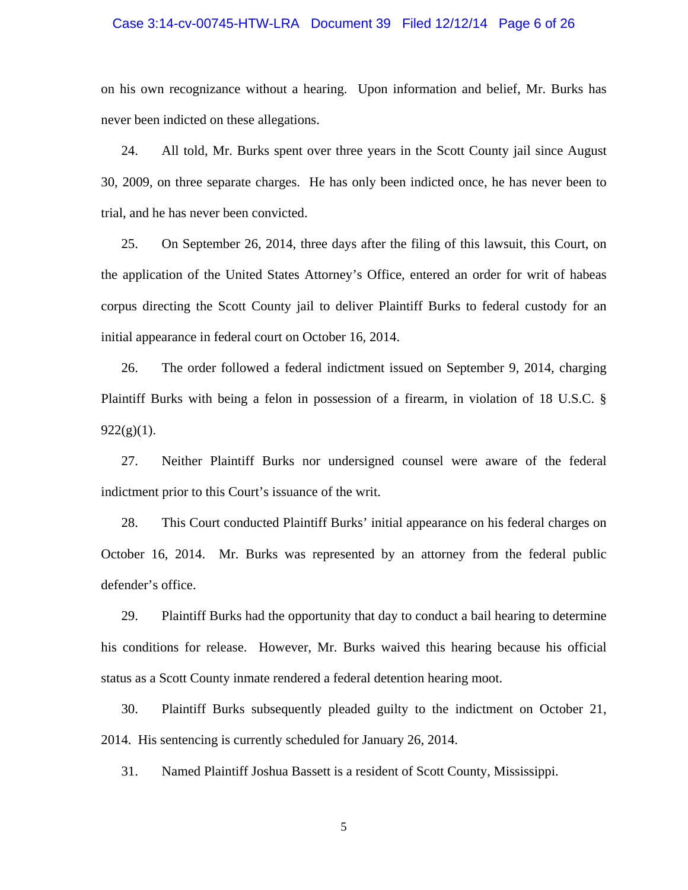on his own recognizance without a hearing. Upon information and belief, Mr. Burks has never been indicted on these allegations.

24. All told, Mr. Burks spent over three years in the Scott County jail since August 30, 2009, on three separate charges. He has only been indicted once, he has never been to trial, and he has never been convicted.

25. On September 26, 2014, three days after the filing of this lawsuit, this Court, on the application of the United States Attorney's Office, entered an order for writ of habeas corpus directing the Scott County jail to deliver Plaintiff Burks to federal custody for an initial appearance in federal court on October 16, 2014.

26. The order followed a federal indictment issued on September 9, 2014, charging Plaintiff Burks with being a felon in possession of a firearm, in violation of 18 U.S.C. § 922(g)(1).

27. Neither Plaintiff Burks nor undersigned counsel were aware of the federal indictment prior to this Court's issuance of the writ.

28. This Court conducted Plaintiff Burks' initial appearance on his federal charges on October 16, 2014. Mr. Burks was represented by an attorney from the federal public defender's office.

29. Plaintiff Burks had the opportunity that day to conduct a bail hearing to determine his conditions for release. However, Mr. Burks waived this hearing because his official status as a Scott County inmate rendered a federal detention hearing moot.

30. Plaintiff Burks subsequently pleaded guilty to the indictment on October 21, 2014. His sentencing is currently scheduled for January 26, 2014.

31. Named Plaintiff Joshua Bassett is a resident of Scott County, Mississippi.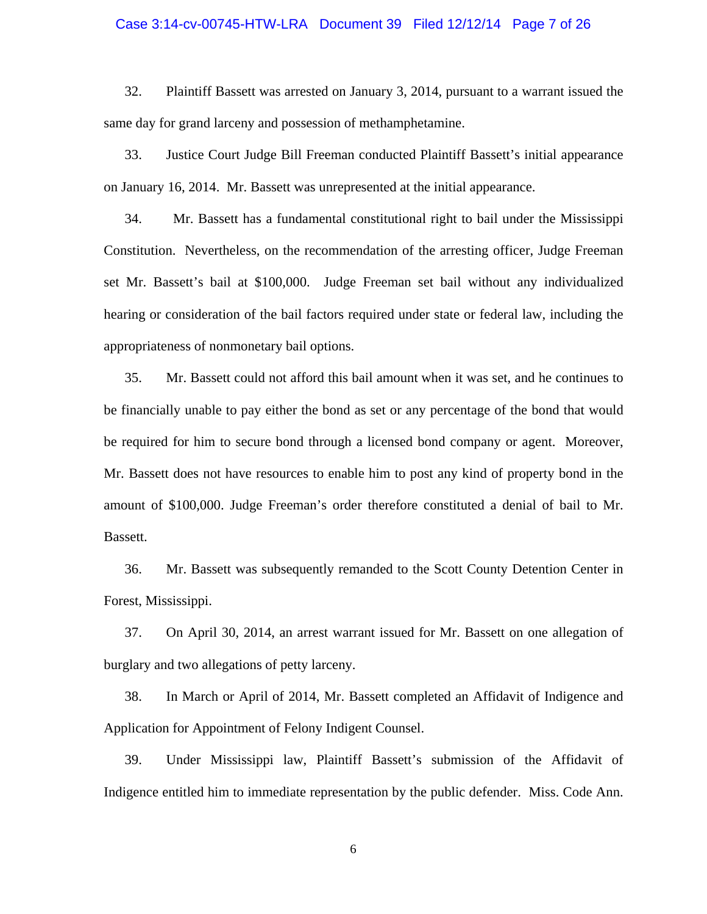32. Plaintiff Bassett was arrested on January 3, 2014, pursuant to a warrant issued the same day for grand larceny and possession of methamphetamine.

33. Justice Court Judge Bill Freeman conducted Plaintiff Bassett's initial appearance on January 16, 2014. Mr. Bassett was unrepresented at the initial appearance.

34. Mr. Bassett has a fundamental constitutional right to bail under the Mississippi Constitution. Nevertheless, on the recommendation of the arresting officer, Judge Freeman set Mr. Bassett's bail at $100,000. Judge Freeman set bail without any individualized hearing or consideration of the bail factors required under state or federal law, including the appropriateness of nonmonetary bail options.

35. Mr. Bassett could not afford this bail amount when it was set, and he continues to be financially unable to pay either the bond as set or any percentage of the bond that would be required for him to secure bond through a licensed bond company or agent. Moreover, Mr. Bassett does not have resources to enable him to post any kind of property bond in the amount of $100,000. Judge Freeman's order therefore constituted a denial of bail to Mr. Bassett.

36. Mr. Bassett was subsequently remanded to the Scott County Detention Center in Forest, Mississippi.

37. On April 30, 2014, an arrest warrant issued for Mr. Bassett on one allegation of burglary and two allegations of petty larceny.

38. In March or April of 2014, Mr. Bassett completed an Affidavit of Indigence and Application for Appointment of Felony Indigent Counsel.

39. Under Mississippi law, Plaintiff Bassett's submission of the Affidavit of Indigence entitled him to immediate representation by the public defender. Miss. Code Ann.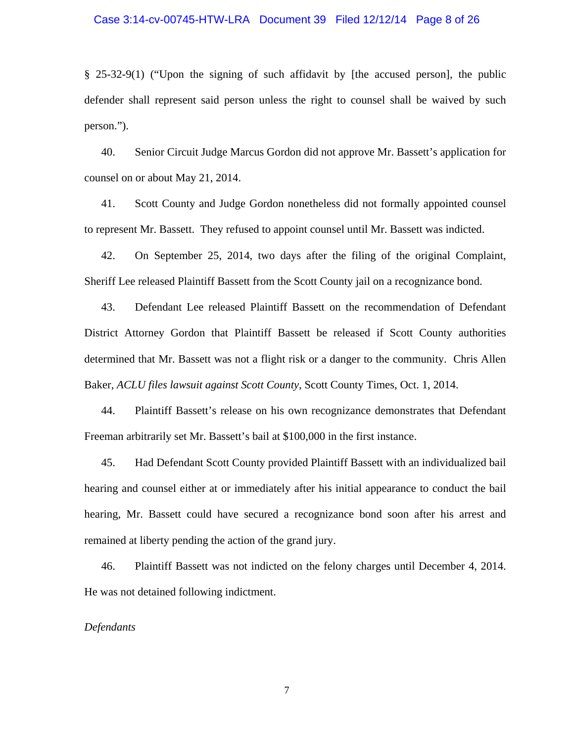§ 25-32-9(1) ("Upon the signing of such affidavit by [the accused person], the public defender shall represent said person unless the right to counsel shall be waived by such person.").

40. Senior Circuit Judge Marcus Gordon did not approve Mr. Bassett's application for counsel on or about May 21, 2014.

41. Scott County and Judge Gordon nonetheless did not formally appointed counsel to represent Mr. Bassett. They refused to appoint counsel until Mr. Bassett was indicted.

42. On September 25, 2014, two days after the filing of the original Complaint, Sheriff Lee released Plaintiff Bassett from the Scott County jail on a recognizance bond.

43. Defendant Lee released Plaintiff Bassett on the recommendation of Defendant District Attorney Gordon that Plaintiff Bassett be released if Scott County authorities determined that Mr. Bassett was not a flight risk or a danger to the community. Chris Allen Baker, *ACLU files lawsuit against Scott County*, Scott County Times, Oct. 1, 2014.

44. Plaintiff Bassett's release on his own recognizance demonstrates that Defendant Freeman arbitrarily set Mr. Bassett's bail at $100,000 in the first instance.

45. Had Defendant Scott County provided Plaintiff Bassett with an individualized bail hearing and counsel either at or immediately after his initial appearance to conduct the bail hearing, Mr. Bassett could have secured a recognizance bond soon after his arrest and remained at liberty pending the action of the grand jury.

46. Plaintiff Bassett was not indicted on the felony charges until December 4, 2014. He was not detained following indictment.

*Defendants*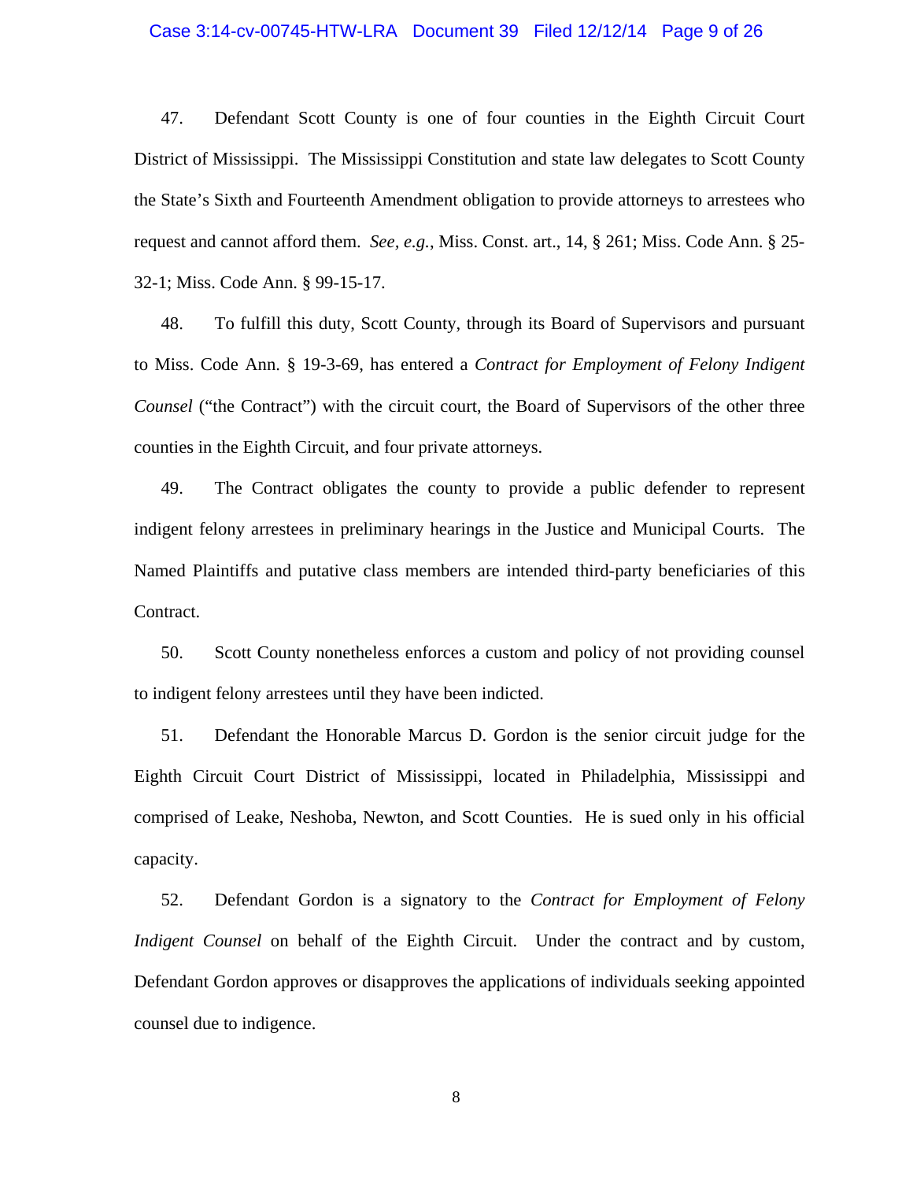47. Defendant Scott County is one of four counties in the Eighth Circuit Court District of Mississippi. The Mississippi Constitution and state law delegates to Scott County the State's Sixth and Fourteenth Amendment obligation to provide attorneys to arrestees who request and cannot afford them. *See, e.g.*, Miss. Const. art., 14, § 261; Miss. Code Ann. § 25-32-1; Miss. Code Ann. § 99-15-17.

48. To fulfill this duty, Scott County, through its Board of Supervisors and pursuant to Miss. Code Ann. § 19-3-69, has entered a *Contract for Employment of Felony Indigent Counsel* ("the Contract") with the circuit court, the Board of Supervisors of the other three counties in the Eighth Circuit, and four private attorneys.

49. The Contract obligates the county to provide a public defender to represent indigent felony arrestees in preliminary hearings in the Justice and Municipal Courts. The Named Plaintiffs and putative class members are intended third-party beneficiaries of this Contract.

50. Scott County nonetheless enforces a custom and policy of not providing counsel to indigent felony arrestees until they have been indicted.

51. Defendant the Honorable Marcus D. Gordon is the senior circuit judge for the Eighth Circuit Court District of Mississippi, located in Philadelphia, Mississippi and comprised of Leake, Neshoba, Newton, and Scott Counties. He is sued only in his official capacity.

52. Defendant Gordon is a signatory to the *Contract for Employment of Felony Indigent Counsel* on behalf of the Eighth Circuit. Under the contract and by custom, Defendant Gordon approves or disapproves the applications of individuals seeking appointed counsel due to indigence.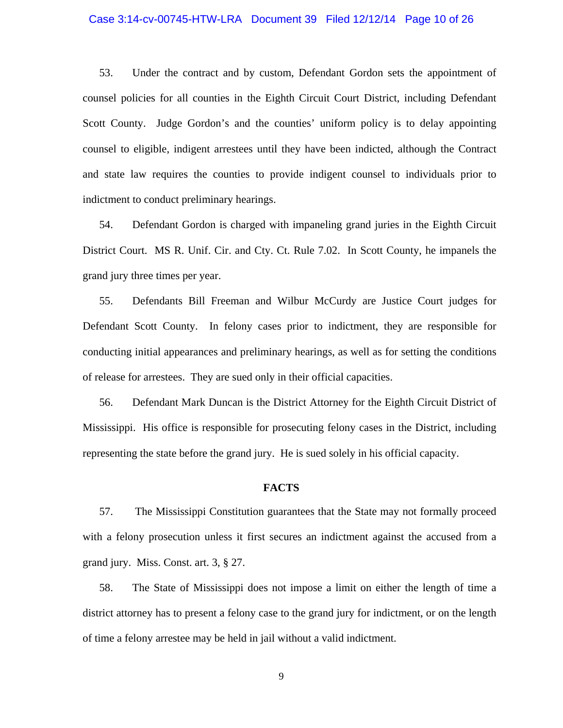53. Under the contract and by custom, Defendant Gordon sets the appointment of counsel policies for all counties in the Eighth Circuit Court District, including Defendant Scott County. Judge Gordon's and the counties' uniform policy is to delay appointing counsel to eligible, indigent arrestees until they have been indicted, although the Contract and state law requires the counties to provide indigent counsel to individuals prior to indictment to conduct preliminary hearings.

54. Defendant Gordon is charged with impaneling grand juries in the Eighth Circuit District Court. MS R. Unif. Cir. and Cty. Ct. Rule 7.02. In Scott County, he impanels the grand jury three times per year.

55. Defendants Bill Freeman and Wilbur McCurdy are Justice Court judges for Defendant Scott County. In felony cases prior to indictment, they are responsible for conducting initial appearances and preliminary hearings, as well as for setting the conditions of release for arrestees. They are sued only in their official capacities.

56. Defendant Mark Duncan is the District Attorney for the Eighth Circuit District of Mississippi. His office is responsible for prosecuting felony cases in the District, including representing the state before the grand jury. He is sued solely in his official capacity.

## FACTS

57. The Mississippi Constitution guarantees that the State may not formally proceed with a felony prosecution unless it first secures an indictment against the accused from a grand jury. Miss. Const. art. 3, § 27.

58. The State of Mississippi does not impose a limit on either the length of time a district attorney has to present a felony case to the grand jury for indictment, or on the length of time a felony arrestee may be held in jail without a valid indictment.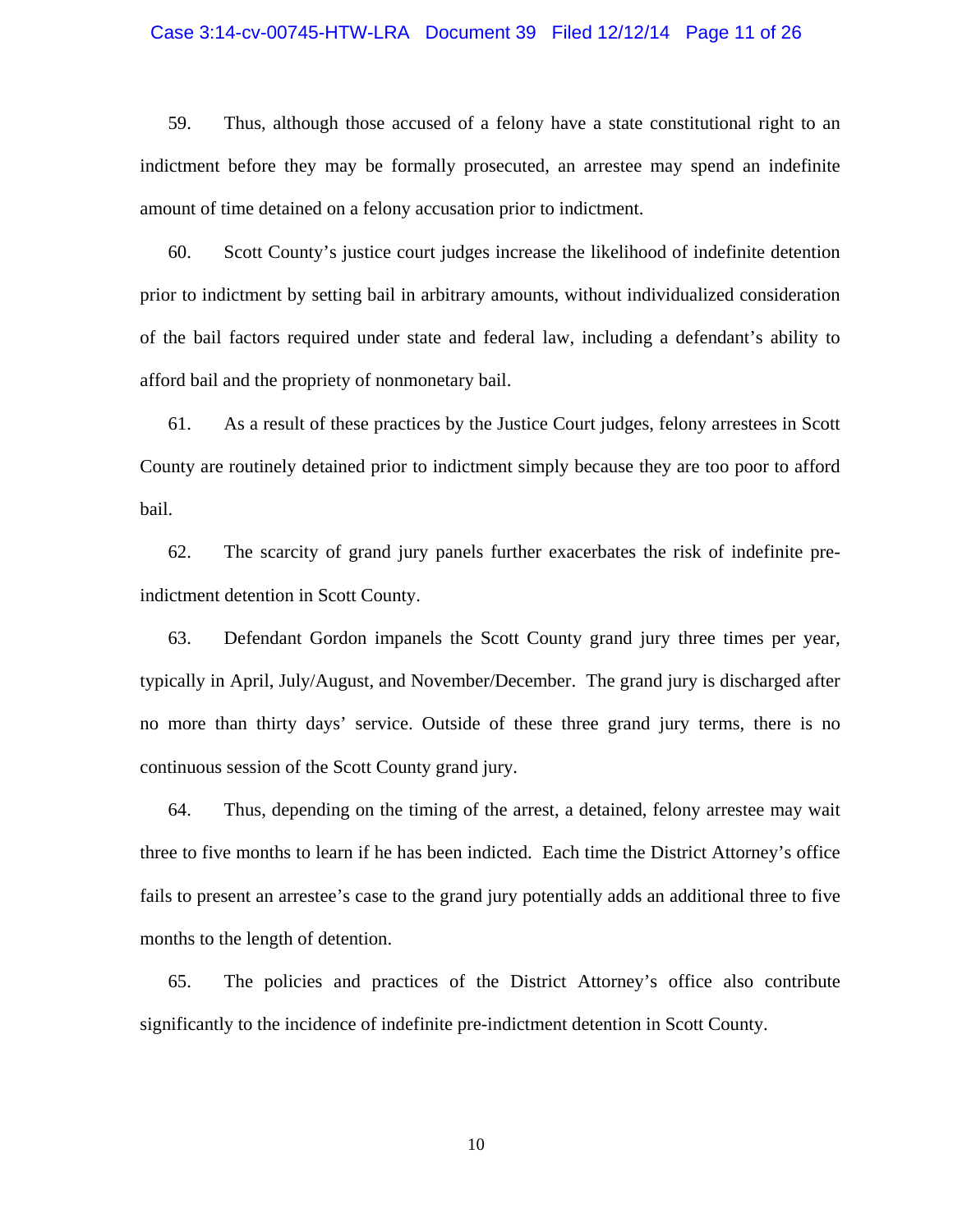59. Thus, although those accused of a felony have a state constitutional right to an indictment before they may be formally prosecuted, an arrestee may spend an indefinite amount of time detained on a felony accusation prior to indictment.

60. Scott County's justice court judges increase the likelihood of indefinite detention prior to indictment by setting bail in arbitrary amounts, without individualized consideration of the bail factors required under state and federal law, including a defendant's ability to afford bail and the propriety of nonmonetary bail.

61. As a result of these practices by the Justice Court judges, felony arrestees in Scott County are routinely detained prior to indictment simply because they are too poor to afford bail.

62. The scarcity of grand jury panels further exacerbates the risk of indefinite pre-indictment detention in Scott County.

63. Defendant Gordon impanels the Scott County grand jury three times per year, typically in April, July/August, and November/December. The grand jury is discharged after no more than thirty days' service. Outside of these three grand jury terms, there is no continuous session of the Scott County grand jury.

64. Thus, depending on the timing of the arrest, a detained, felony arrestee may wait three to five months to learn if he has been indicted. Each time the District Attorney's office fails to present an arrestee's case to the grand jury potentially adds an additional three to five months to the length of detention.

65. The policies and practices of the District Attorney's office also contribute significantly to the incidence of indefinite pre-indictment detention in Scott County.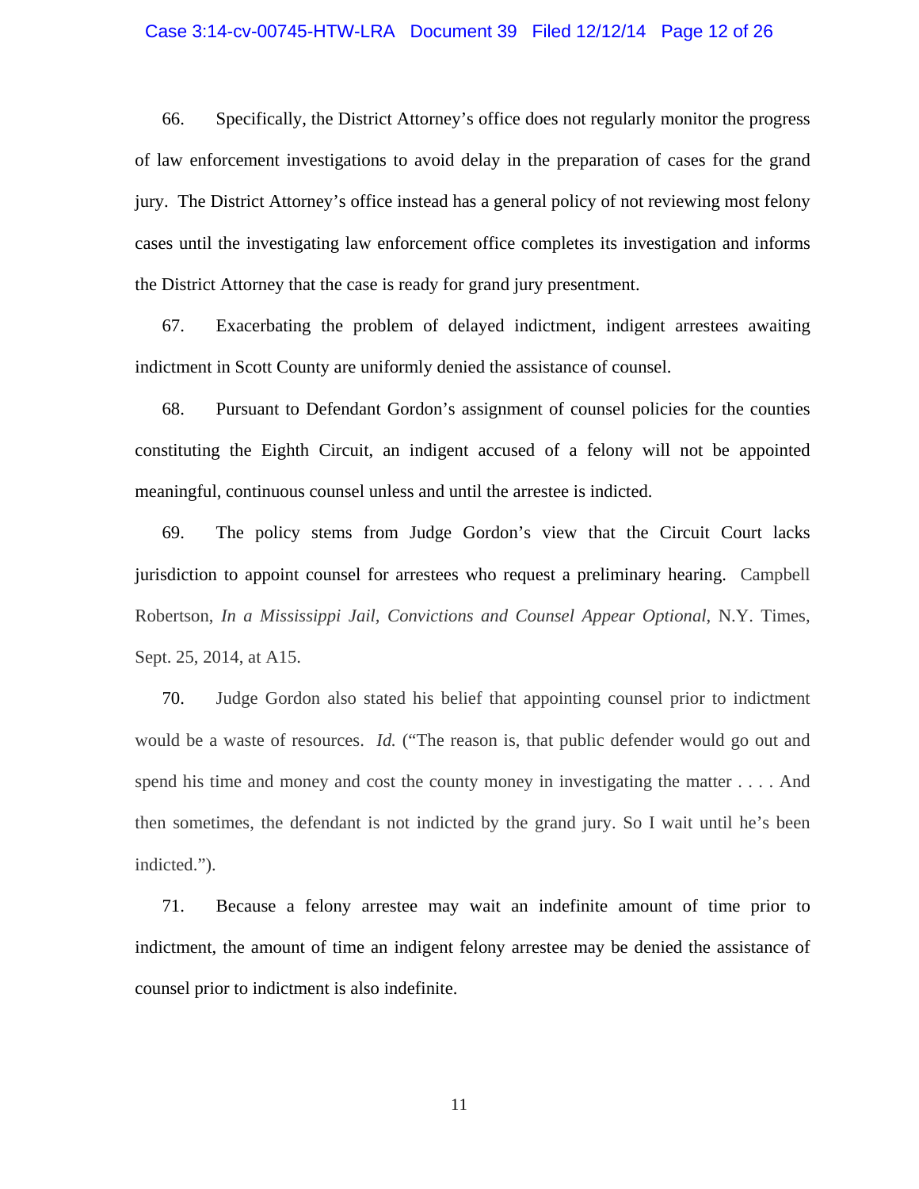66. Specifically, the District Attorney's office does not regularly monitor the progress of law enforcement investigations to avoid delay in the preparation of cases for the grand jury. The District Attorney's office instead has a general policy of not reviewing most felony cases until the investigating law enforcement office completes its investigation and informs the District Attorney that the case is ready for grand jury presentment.

67. Exacerbating the problem of delayed indictment, indigent arrestees awaiting indictment in Scott County are uniformly denied the assistance of counsel.

68. Pursuant to Defendant Gordon's assignment of counsel policies for the counties constituting the Eighth Circuit, an indigent accused of a felony will not be appointed meaningful, continuous counsel unless and until the arrestee is indicted.

69. The policy stems from Judge Gordon's view that the Circuit Court lacks jurisdiction to appoint counsel for arrestees who request a preliminary hearing. Campbell Robertson, *In a Mississippi Jail, Convictions and Counsel Appear Optional*, N.Y. Times, Sept. 25, 2014, at A15.

70. Judge Gordon also stated his belief that appointing counsel prior to indictment would be a waste of resources. *Id.* ("The reason is, that public defender would go out and spend his time and money and cost the county money in investigating the matter . . . . And then sometimes, the defendant is not indicted by the grand jury. So I wait until he's been indicted.").

71. Because a felony arrestee may wait an indefinite amount of time prior to indictment, the amount of time an indigent felony arrestee may be denied the assistance of counsel prior to indictment is also indefinite.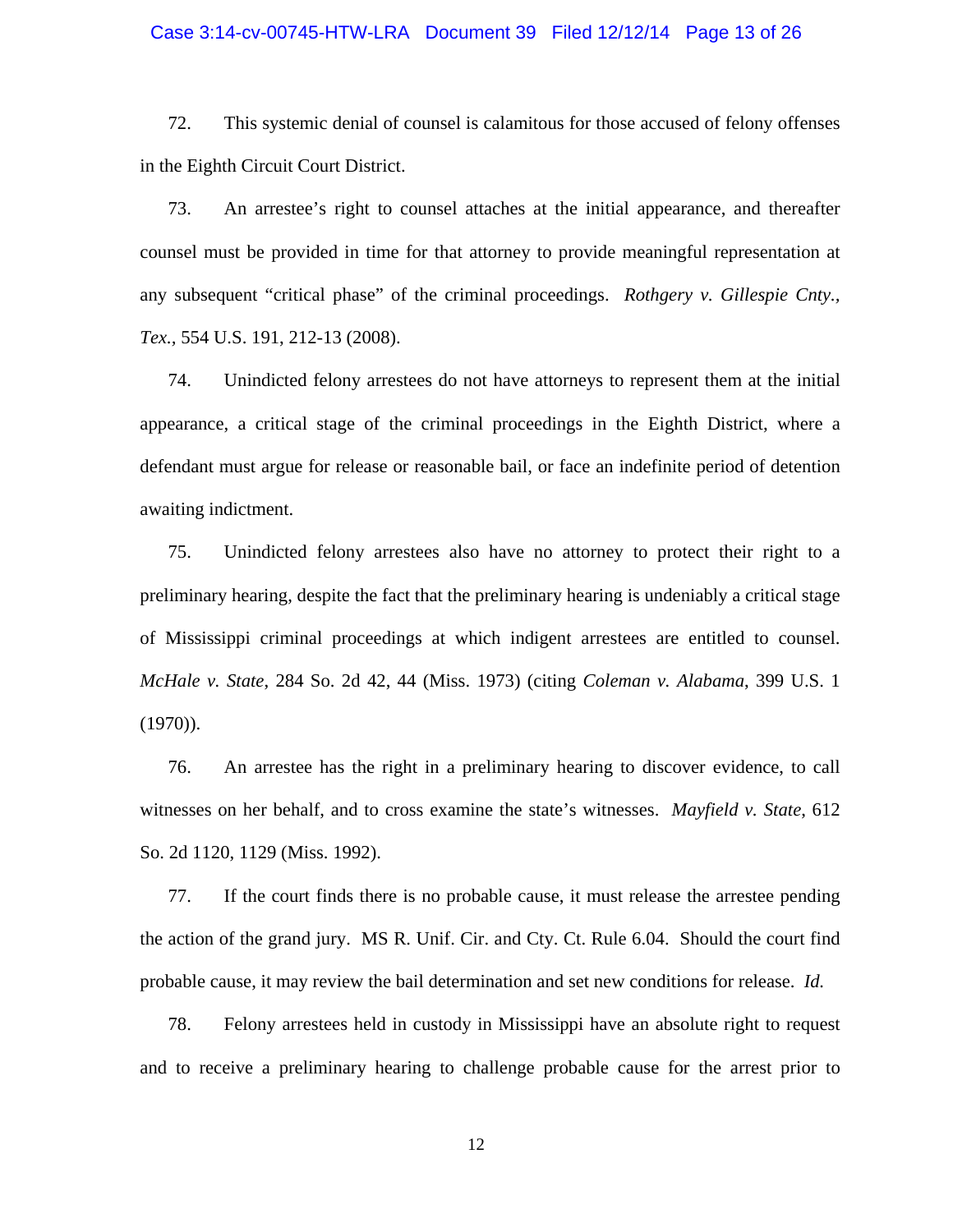72. This systemic denial of counsel is calamitous for those accused of felony offenses in the Eighth Circuit Court District.

73. An arrestee's right to counsel attaches at the initial appearance, and thereafter counsel must be provided in time for that attorney to provide meaningful representation at any subsequent "critical phase" of the criminal proceedings. *Rothgery v. Gillespie Cnty., Tex.*, 554 U.S. 191, 212-13 (2008).

74. Unindicted felony arrestees do not have attorneys to represent them at the initial appearance, a critical stage of the criminal proceedings in the Eighth District, where a defendant must argue for release or reasonable bail, or face an indefinite period of detention awaiting indictment.

75. Unindicted felony arrestees also have no attorney to protect their right to a preliminary hearing, despite the fact that the preliminary hearing is undeniably a critical stage of Mississippi criminal proceedings at which indigent arrestees are entitled to counsel. *McHale v. State*, 284 So. 2d 42, 44 (Miss. 1973) (citing *Coleman v. Alabama*, 399 U.S. 1 (1970)).

76. An arrestee has the right in a preliminary hearing to discover evidence, to call witnesses on her behalf, and to cross examine the state's witnesses. *Mayfield v. State*, 612 So. 2d 1120, 1129 (Miss. 1992).

77. If the court finds there is no probable cause, it must release the arrestee pending the action of the grand jury. MS R. Unif. Cir. and Cty. Ct. Rule 6.04. Should the court find probable cause, it may review the bail determination and set new conditions for release. *Id.*

78. Felony arrestees held in custody in Mississippi have an absolute right to request and to receive a preliminary hearing to challenge probable cause for the arrest prior to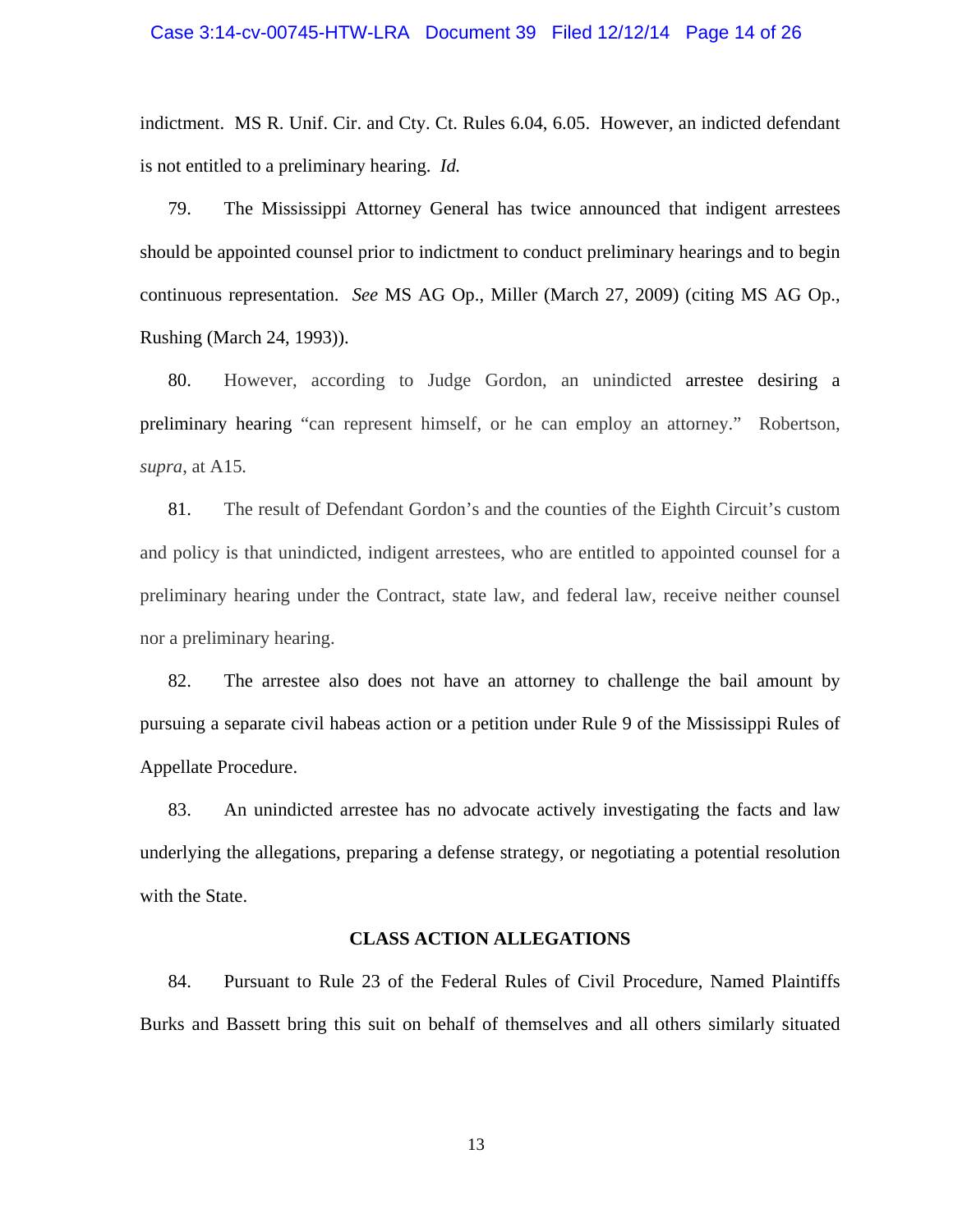indictment. MS R. Unif. Cir. and Cty. Ct. Rules 6.04, 6.05. However, an indicted defendant is not entitled to a preliminary hearing. *Id.*

79. The Mississippi Attorney General has twice announced that indigent arrestees should be appointed counsel prior to indictment to conduct preliminary hearings and to begin continuous representation. *See* MS AG Op., Miller (March 27, 2009) (citing MS AG Op., Rushing (March 24, 1993)).

80. However, according to Judge Gordon, an unindicted arrestee desiring a preliminary hearing "can represent himself, or he can employ an attorney." Robertson, *supra*, at A15.

81. The result of Defendant Gordon's and the counties of the Eighth Circuit's custom and policy is that unindicted, indigent arrestees, who are entitled to appointed counsel for a preliminary hearing under the Contract, state law, and federal law, receive neither counsel nor a preliminary hearing.

82. The arrestee also does not have an attorney to challenge the bail amount by pursuing a separate civil habeas action or a petition under Rule 9 of the Mississippi Rules of Appellate Procedure.

83. An unindicted arrestee has no advocate actively investigating the facts and law underlying the allegations, preparing a defense strategy, or negotiating a potential resolution with the State.

## CLASS ACTION ALLEGATIONS

84. Pursuant to Rule 23 of the Federal Rules of Civil Procedure, Named Plaintiffs Burks and Bassett bring this suit on behalf of themselves and all others similarly situated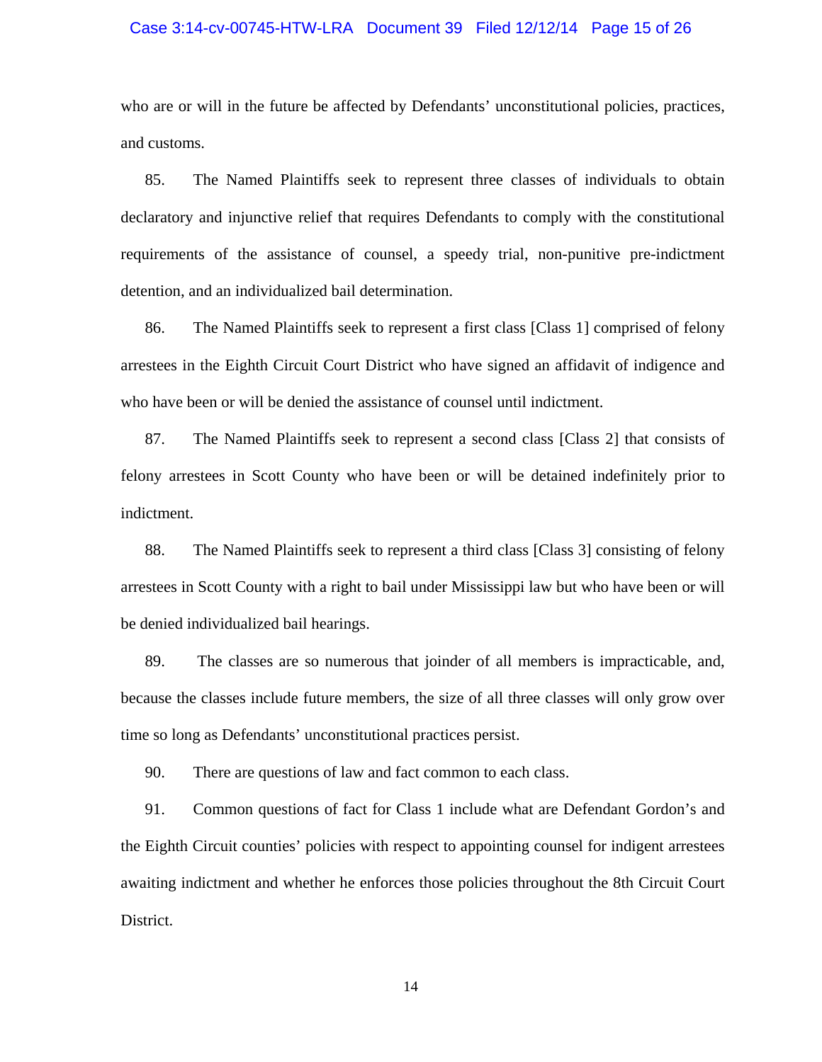who are or will in the future be affected by Defendants' unconstitutional policies, practices, and customs.

85. The Named Plaintiffs seek to represent three classes of individuals to obtain declaratory and injunctive relief that requires Defendants to comply with the constitutional requirements of the assistance of counsel, a speedy trial, non-punitive pre-indictment detention, and an individualized bail determination.

86. The Named Plaintiffs seek to represent a first class [Class 1] comprised of felony arrestees in the Eighth Circuit Court District who have signed an affidavit of indigence and who have been or will be denied the assistance of counsel until indictment.

87. The Named Plaintiffs seek to represent a second class [Class 2] that consists of felony arrestees in Scott County who have been or will be detained indefinitely prior to indictment.

88. The Named Plaintiffs seek to represent a third class [Class 3] consisting of felony arrestees in Scott County with a right to bail under Mississippi law but who have been or will be denied individualized bail hearings.

89. The classes are so numerous that joinder of all members is impracticable, and, because the classes include future members, the size of all three classes will only grow over time so long as Defendants' unconstitutional practices persist.

90. There are questions of law and fact common to each class.

91. Common questions of fact for Class 1 include what are Defendant Gordon's and the Eighth Circuit counties' policies with respect to appointing counsel for indigent arrestees awaiting indictment and whether he enforces those policies throughout the 8th Circuit Court District.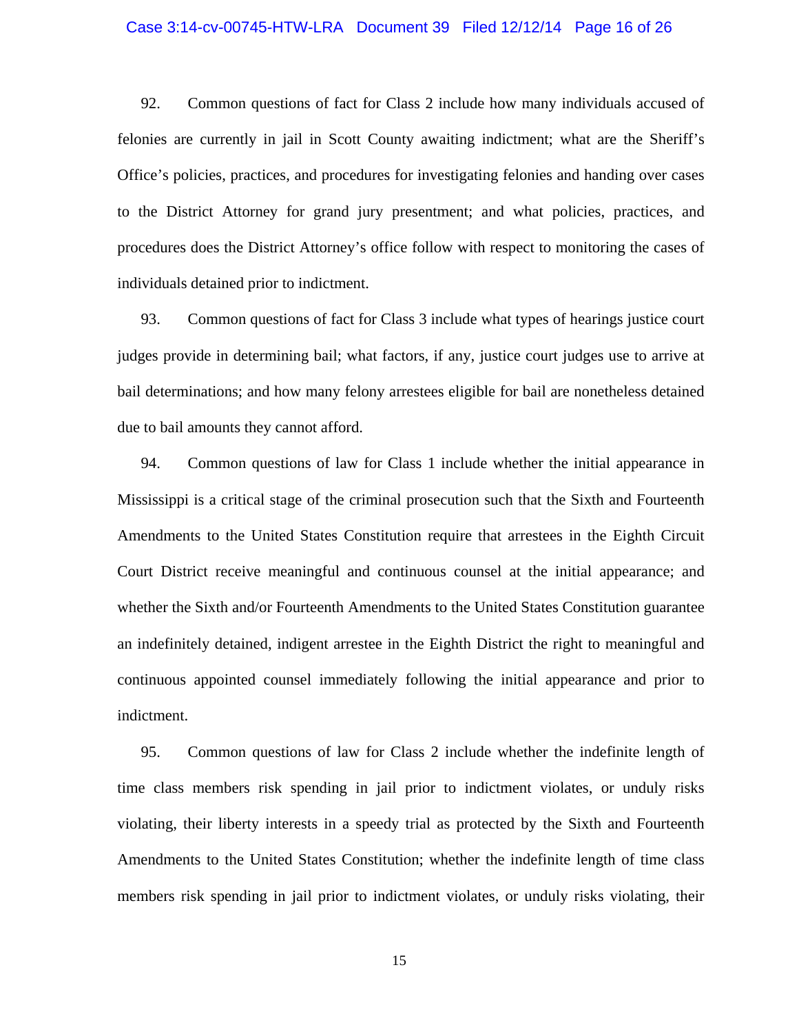92. Common questions of fact for Class 2 include how many individuals accused of felonies are currently in jail in Scott County awaiting indictment; what are the Sheriff's Office's policies, practices, and procedures for investigating felonies and handing over cases to the District Attorney for grand jury presentment; and what policies, practices, and procedures does the District Attorney's office follow with respect to monitoring the cases of individuals detained prior to indictment.

93. Common questions of fact for Class 3 include what types of hearings justice court judges provide in determining bail; what factors, if any, justice court judges use to arrive at bail determinations; and how many felony arrestees eligible for bail are nonetheless detained due to bail amounts they cannot afford.

94. Common questions of law for Class 1 include whether the initial appearance in Mississippi is a critical stage of the criminal prosecution such that the Sixth and Fourteenth Amendments to the United States Constitution require that arrestees in the Eighth Circuit Court District receive meaningful and continuous counsel at the initial appearance; and whether the Sixth and/or Fourteenth Amendments to the United States Constitution guarantee an indefinitely detained, indigent arrestee in the Eighth District the right to meaningful and continuous appointed counsel immediately following the initial appearance and prior to indictment.

95. Common questions of law for Class 2 include whether the indefinite length of time class members risk spending in jail prior to indictment violates, or unduly risks violating, their liberty interests in a speedy trial as protected by the Sixth and Fourteenth Amendments to the United States Constitution; whether the indefinite length of time class members risk spending in jail prior to indictment violates, or unduly risks violating, their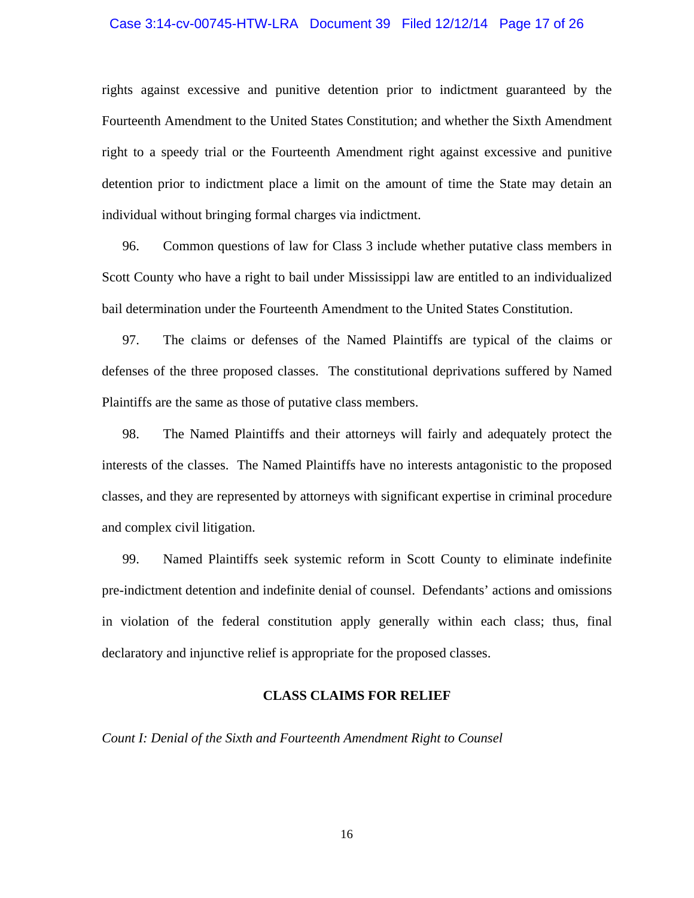rights against excessive and punitive detention prior to indictment guaranteed by the Fourteenth Amendment to the United States Constitution; and whether the Sixth Amendment right to a speedy trial or the Fourteenth Amendment right against excessive and punitive detention prior to indictment place a limit on the amount of time the State may detain an individual without bringing formal charges via indictment.

96. Common questions of law for Class 3 include whether putative class members in Scott County who have a right to bail under Mississippi law are entitled to an individualized bail determination under the Fourteenth Amendment to the United States Constitution.

97. The claims or defenses of the Named Plaintiffs are typical of the claims or defenses of the three proposed classes. The constitutional deprivations suffered by Named Plaintiffs are the same as those of putative class members.

98. The Named Plaintiffs and their attorneys will fairly and adequately protect the interests of the classes. The Named Plaintiffs have no interests antagonistic to the proposed classes, and they are represented by attorneys with significant expertise in criminal procedure and complex civil litigation.

99. Named Plaintiffs seek systemic reform in Scott County to eliminate indefinite pre-indictment detention and indefinite denial of counsel. Defendants' actions and omissions in violation of the federal constitution apply generally within each class; thus, final declaratory and injunctive relief is appropriate for the proposed classes.

## CLASS CLAIMS FOR RELIEF

*Count I: Denial of the Sixth and Fourteenth Amendment Right to Counsel*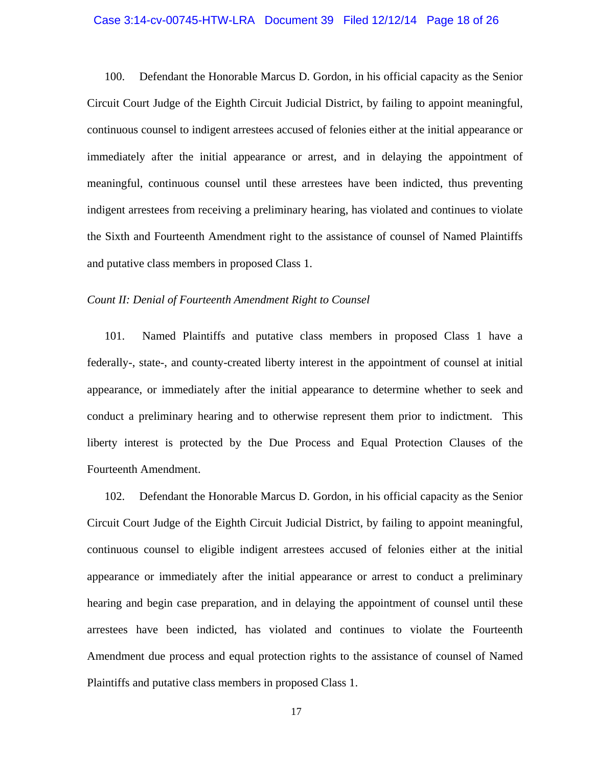100. Defendant the Honorable Marcus D. Gordon, in his official capacity as the Senior Circuit Court Judge of the Eighth Circuit Judicial District, by failing to appoint meaningful, continuous counsel to indigent arrestees accused of felonies either at the initial appearance or immediately after the initial appearance or arrest, and in delaying the appointment of meaningful, continuous counsel until these arrestees have been indicted, thus preventing indigent arrestees from receiving a preliminary hearing, has violated and continues to violate the Sixth and Fourteenth Amendment right to the assistance of counsel of Named Plaintiffs and putative class members in proposed Class 1.

*Count II: Denial of Fourteenth Amendment Right to Counsel*

101. Named Plaintiffs and putative class members in proposed Class 1 have a federally-, state-, and county-created liberty interest in the appointment of counsel at initial appearance, or immediately after the initial appearance to determine whether to seek and conduct a preliminary hearing and to otherwise represent them prior to indictment. This liberty interest is protected by the Due Process and Equal Protection Clauses of the Fourteenth Amendment.

102. Defendant the Honorable Marcus D. Gordon, in his official capacity as the Senior Circuit Court Judge of the Eighth Circuit Judicial District, by failing to appoint meaningful, continuous counsel to eligible indigent arrestees accused of felonies either at the initial appearance or immediately after the initial appearance or arrest to conduct a preliminary hearing and begin case preparation, and in delaying the appointment of counsel until these arrestees have been indicted, has violated and continues to violate the Fourteenth Amendment due process and equal protection rights to the assistance of counsel of Named Plaintiffs and putative class members in proposed Class 1.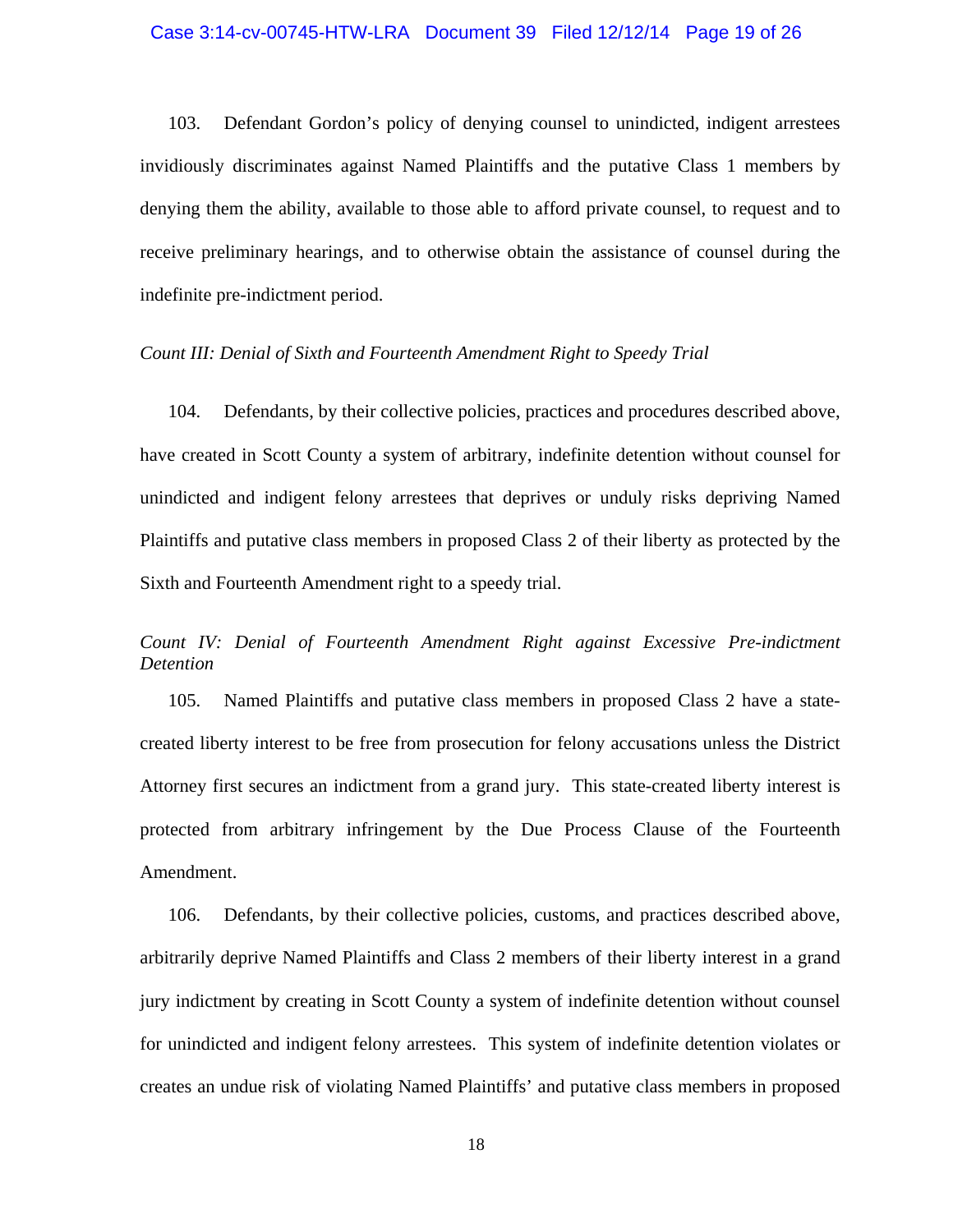103. Defendant Gordon's policy of denying counsel to unindicted, indigent arrestees invidiously discriminates against Named Plaintiffs and the putative Class 1 members by denying them the ability, available to those able to afford private counsel, to request and to receive preliminary hearings, and to otherwise obtain the assistance of counsel during the indefinite pre-indictment period.

*Count III: Denial of Sixth and Fourteenth Amendment Right to Speedy Trial*

104. Defendants, by their collective policies, practices and procedures described above, have created in Scott County a system of arbitrary, indefinite detention without counsel for unindicted and indigent felony arrestees that deprives or unduly risks depriving Named Plaintiffs and putative class members in proposed Class 2 of their liberty as protected by the Sixth and Fourteenth Amendment right to a speedy trial.

*Count IV: Denial of Fourteenth Amendment Right against Excessive Pre-indictment Detention*

105. Named Plaintiffs and putative class members in proposed Class 2 have a state-created liberty interest to be free from prosecution for felony accusations unless the District Attorney first secures an indictment from a grand jury. This state-created liberty interest is protected from arbitrary infringement by the Due Process Clause of the Fourteenth Amendment.

106. Defendants, by their collective policies, customs, and practices described above, arbitrarily deprive Named Plaintiffs and Class 2 members of their liberty interest in a grand jury indictment by creating in Scott County a system of indefinite detention without counsel for unindicted and indigent felony arrestees. This system of indefinite detention violates or creates an undue risk of violating Named Plaintiffs' and putative class members in proposed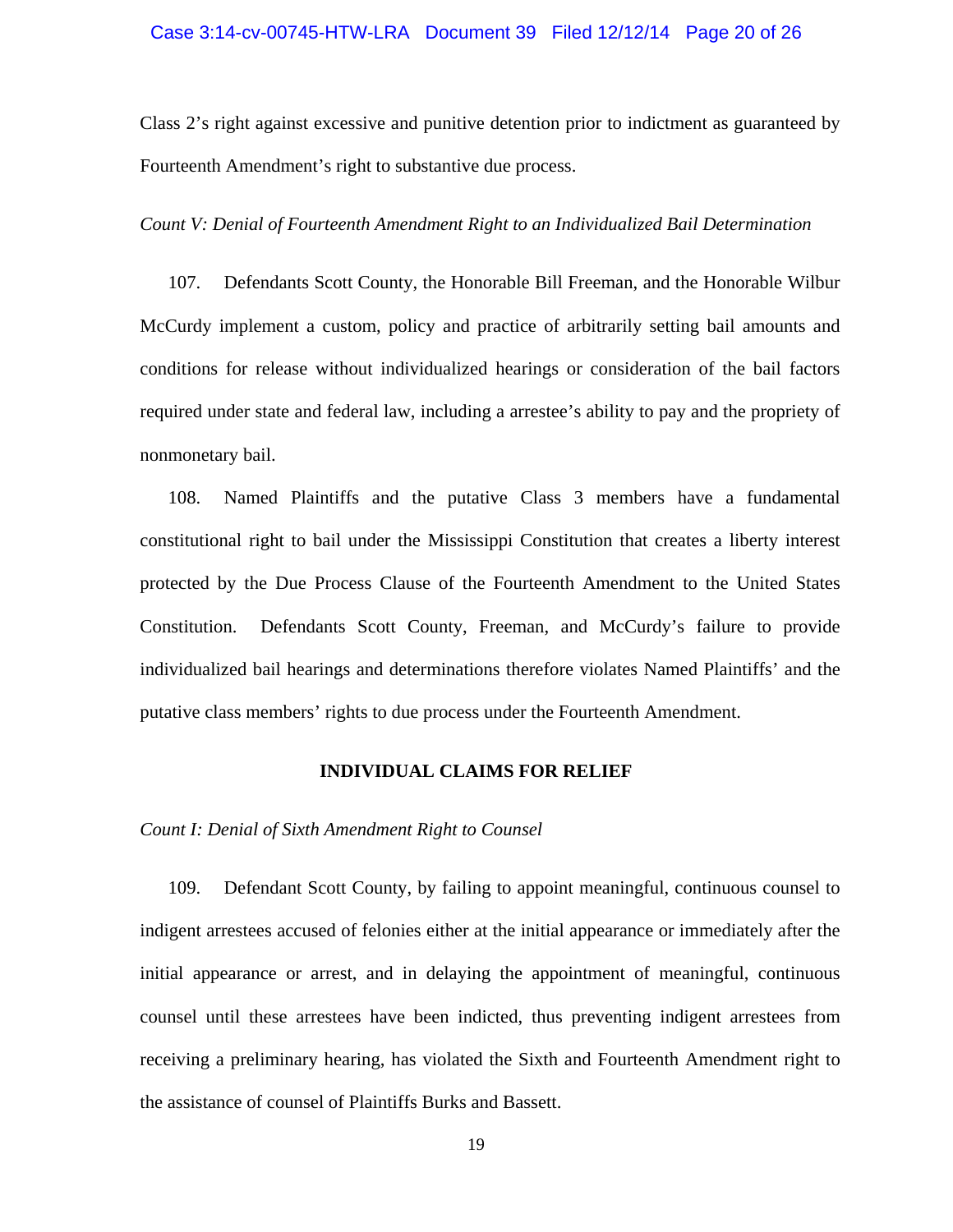Class 2's right against excessive and punitive detention prior to indictment as guaranteed by Fourteenth Amendment's right to substantive due process.

*Count V: Denial of Fourteenth Amendment Right to an Individualized Bail Determination*

107. Defendants Scott County, the Honorable Bill Freeman, and the Honorable Wilbur McCurdy implement a custom, policy and practice of arbitrarily setting bail amounts and conditions for release without individualized hearings or consideration of the bail factors required under state and federal law, including a arrestee's ability to pay and the propriety of nonmonetary bail.

108. Named Plaintiffs and the putative Class 3 members have a fundamental constitutional right to bail under the Mississippi Constitution that creates a liberty interest protected by the Due Process Clause of the Fourteenth Amendment to the United States Constitution. Defendants Scott County, Freeman, and McCurdy's failure to provide individualized bail hearings and determinations therefore violates Named Plaintiffs' and the putative class members' rights to due process under the Fourteenth Amendment.

**INDIVIDUAL CLAIMS FOR RELIEF**

*Count I: Denial of Sixth Amendment Right to Counsel*

109. Defendant Scott County, by failing to appoint meaningful, continuous counsel to indigent arrestees accused of felonies either at the initial appearance or immediately after the initial appearance or arrest, and in delaying the appointment of meaningful, continuous counsel until these arrestees have been indicted, thus preventing indigent arrestees from receiving a preliminary hearing, has violated the Sixth and Fourteenth Amendment right to the assistance of counsel of Plaintiffs Burks and Bassett.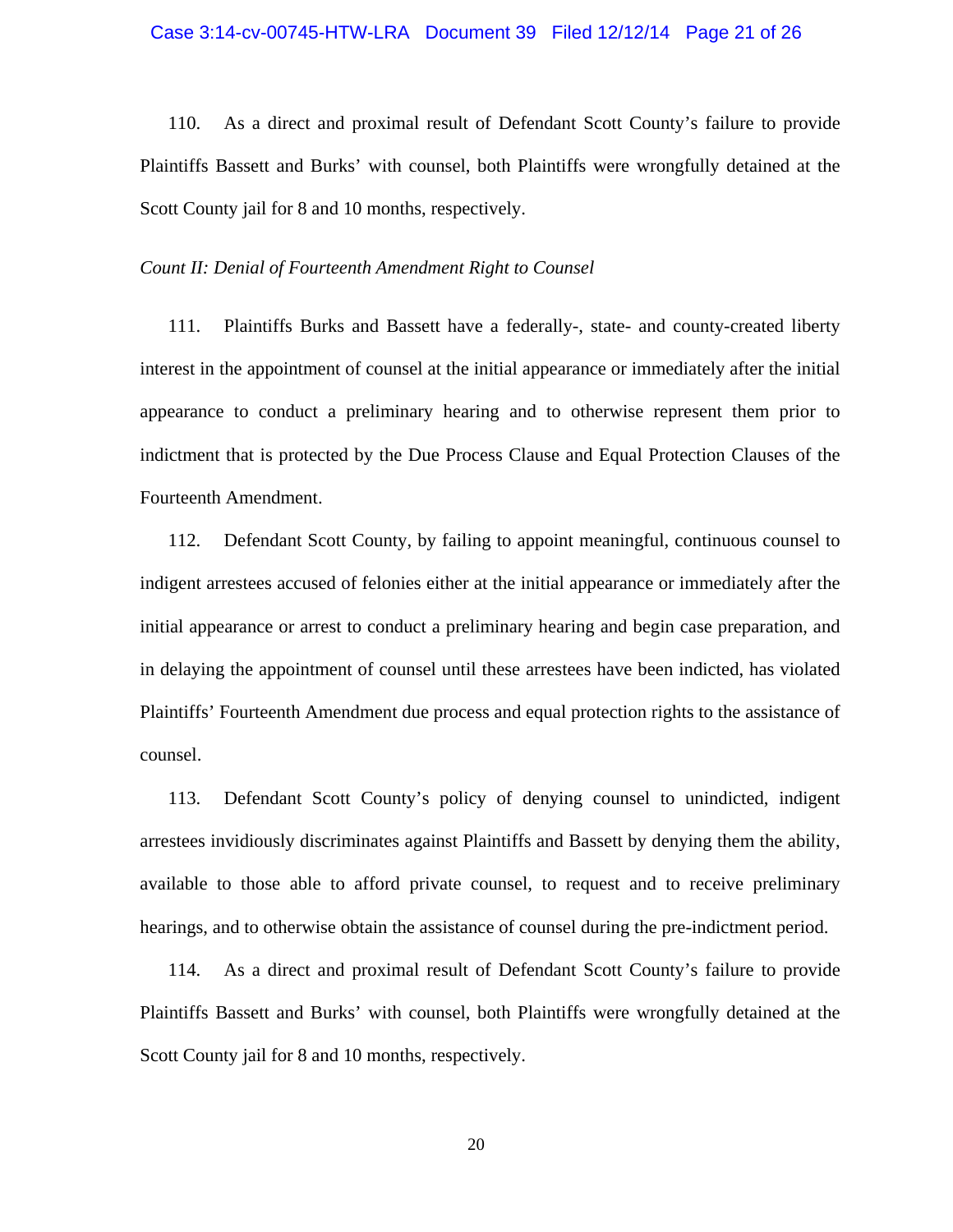110. As a direct and proximal result of Defendant Scott County's failure to provide Plaintiffs Bassett and Burks' with counsel, both Plaintiffs were wrongfully detained at the Scott County jail for 8 and 10 months, respectively.

*Count II: Denial of Fourteenth Amendment Right to Counsel*

111. Plaintiffs Burks and Bassett have a federally-, state- and county-created liberty interest in the appointment of counsel at the initial appearance or immediately after the initial appearance to conduct a preliminary hearing and to otherwise represent them prior to indictment that is protected by the Due Process Clause and Equal Protection Clauses of the Fourteenth Amendment.

112. Defendant Scott County, by failing to appoint meaningful, continuous counsel to indigent arrestees accused of felonies either at the initial appearance or immediately after the initial appearance or arrest to conduct a preliminary hearing and begin case preparation, and in delaying the appointment of counsel until these arrestees have been indicted, has violated Plaintiffs' Fourteenth Amendment due process and equal protection rights to the assistance of counsel.

113. Defendant Scott County's policy of denying counsel to unindicted, indigent arrestees invidiously discriminates against Plaintiffs and Bassett by denying them the ability, available to those able to afford private counsel, to request and to receive preliminary hearings, and to otherwise obtain the assistance of counsel during the pre-indictment period.

114. As a direct and proximal result of Defendant Scott County's failure to provide Plaintiffs Bassett and Burks' with counsel, both Plaintiffs were wrongfully detained at the Scott County jail for 8 and 10 months, respectively.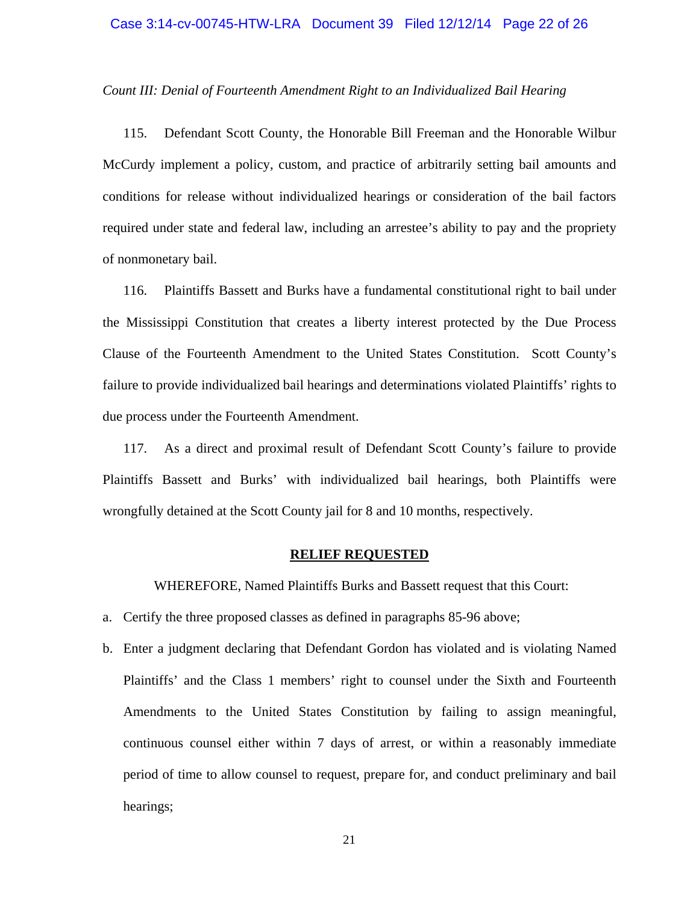*Count III: Denial of Fourteenth Amendment Right to an Individualized Bail Hearing*

115. Defendant Scott County, the Honorable Bill Freeman and the Honorable Wilbur McCurdy implement a policy, custom, and practice of arbitrarily setting bail amounts and conditions for release without individualized hearings or consideration of the bail factors required under state and federal law, including an arrestee's ability to pay and the propriety of nonmonetary bail.

116. Plaintiffs Bassett and Burks have a fundamental constitutional right to bail under the Mississippi Constitution that creates a liberty interest protected by the Due Process Clause of the Fourteenth Amendment to the United States Constitution. Scott County's failure to provide individualized bail hearings and determinations violated Plaintiffs' rights to due process under the Fourteenth Amendment.

117. As a direct and proximal result of Defendant Scott County's failure to provide Plaintiffs Bassett and Burks' with individualized bail hearings, both Plaintiffs were wrongfully detained at the Scott County jail for 8 and 10 months, respectively.

## RELIEF REQUESTED

WHEREFORE, Named Plaintiffs Burks and Bassett request that this Court:

a. Certify the three proposed classes as defined in paragraphs 85-96 above;

b. Enter a judgment declaring that Defendant Gordon has violated and is violating Named Plaintiffs' and the Class 1 members' right to counsel under the Sixth and Fourteenth Amendments to the United States Constitution by failing to assign meaningful, continuous counsel either within 7 days of arrest, or within a reasonably immediate period of time to allow counsel to request, prepare for, and conduct preliminary and bail hearings;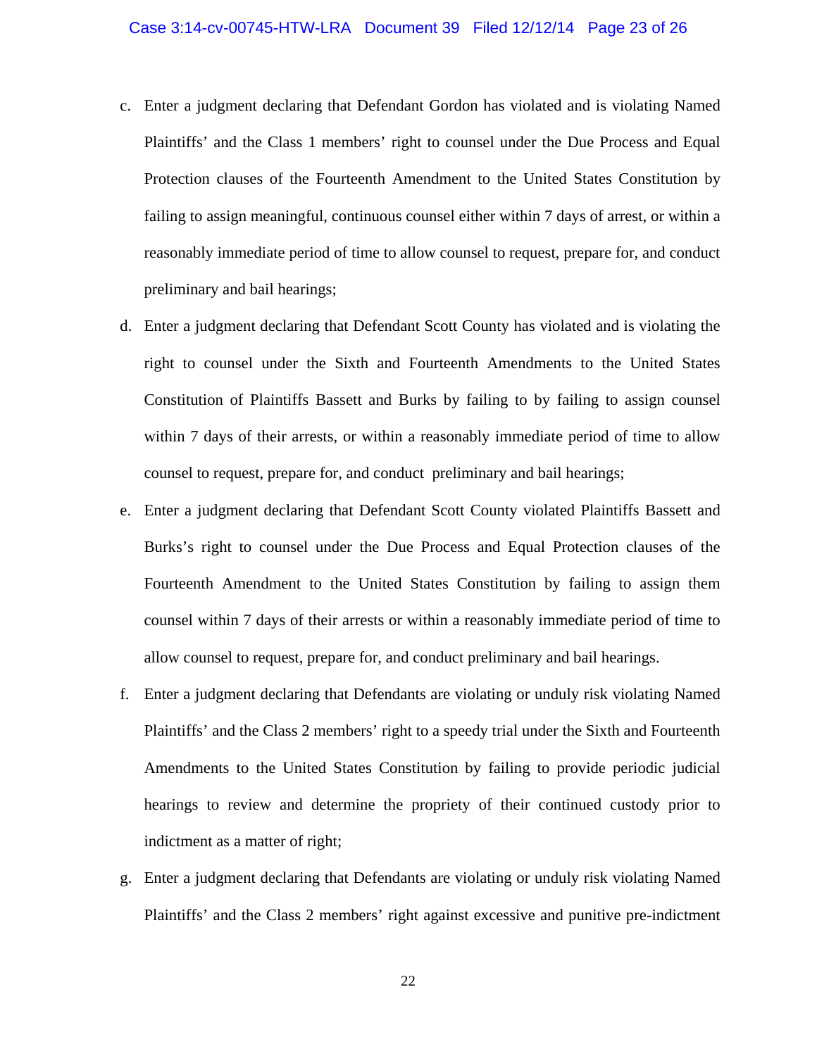c. Enter a judgment declaring that Defendant Gordon has violated and is violating Named Plaintiffs' and the Class 1 members' right to counsel under the Due Process and Equal Protection clauses of the Fourteenth Amendment to the United States Constitution by failing to assign meaningful, continuous counsel either within 7 days of arrest, or within a reasonably immediate period of time to allow counsel to request, prepare for, and conduct preliminary and bail hearings;

d. Enter a judgment declaring that Defendant Scott County has violated and is violating the right to counsel under the Sixth and Fourteenth Amendments to the United States Constitution of Plaintiffs Bassett and Burks by failing to by failing to assign counsel within 7 days of their arrests, or within a reasonably immediate period of time to allow counsel to request, prepare for, and conduct preliminary and bail hearings;

e. Enter a judgment declaring that Defendant Scott County violated Plaintiffs Bassett and Burks's right to counsel under the Due Process and Equal Protection clauses of the Fourteenth Amendment to the United States Constitution by failing to assign them counsel within 7 days of their arrests or within a reasonably immediate period of time to allow counsel to request, prepare for, and conduct preliminary and bail hearings.

f. Enter a judgment declaring that Defendants are violating or unduly risk violating Named Plaintiffs' and the Class 2 members' right to a speedy trial under the Sixth and Fourteenth Amendments to the United States Constitution by failing to provide periodic judicial hearings to review and determine the propriety of their continued custody prior to indictment as a matter of right;

g. Enter a judgment declaring that Defendants are violating or unduly risk violating Named Plaintiffs' and the Class 2 members' right against excessive and punitive pre-indictment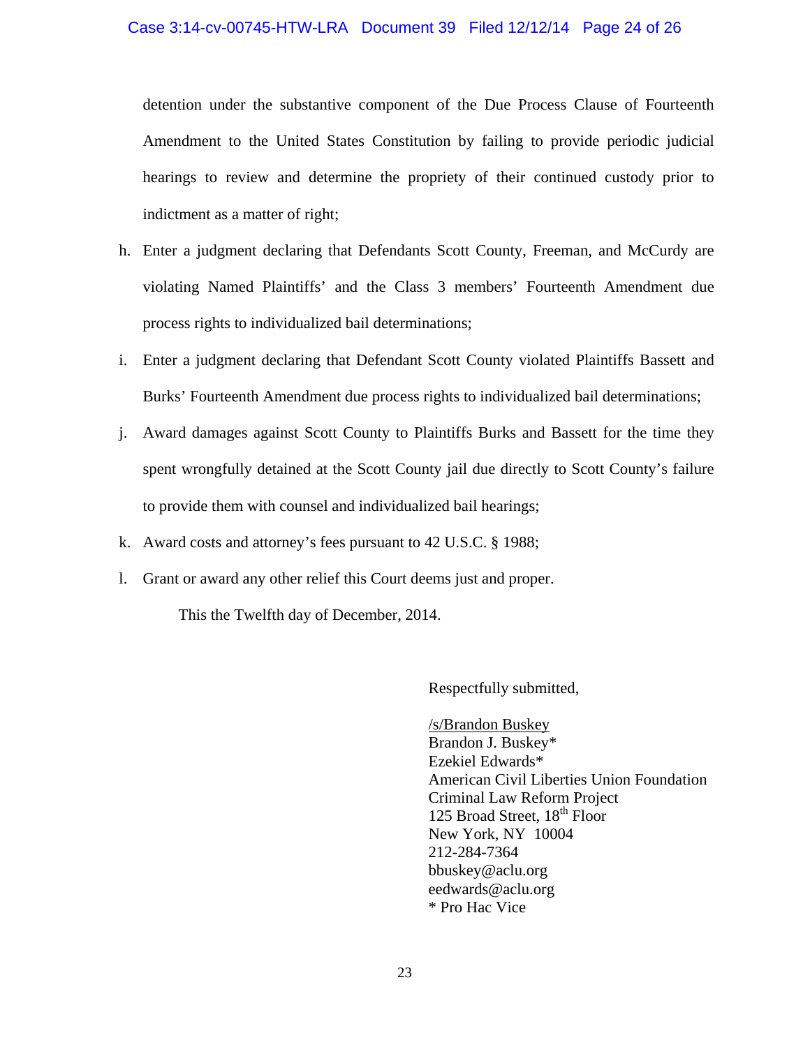detention under the substantive component of the Due Process Clause of Fourteenth Amendment to the United States Constitution by failing to provide periodic judicial hearings to review and determine the propriety of their continued custody prior to indictment as a matter of right;

h. Enter a judgment declaring that Defendants Scott County, Freeman, and McCurdy are violating Named Plaintiffs' and the Class 3 members' Fourteenth Amendment due process rights to individualized bail determinations;

i. Enter a judgment declaring that Defendant Scott County violated Plaintiffs Bassett and Burks' Fourteenth Amendment due process rights to individualized bail determinations;

j. Award damages against Scott County to Plaintiffs Burks and Bassett for the time they spent wrongfully detained at the Scott County jail due directly to Scott County's failure to provide them with counsel and individualized bail hearings;

k. Award costs and attorney's fees pursuant to 42 U.S.C. § 1988;

l. Grant or award any other relief this Court deems just and proper.

This the Twelfth day of December, 2014.

Respectfully submitted,

/s/Brandon Buskey
Brandon J. Buskey*
Ezekiel Edwards*
American Civil Liberties Union Foundation
Criminal Law Reform Project
125 Broad Street, 18th Floor
New York, NY 10004
212-284-7364
bbuskey@aclu.org
eedwards@aclu.org
* Pro Hac Vice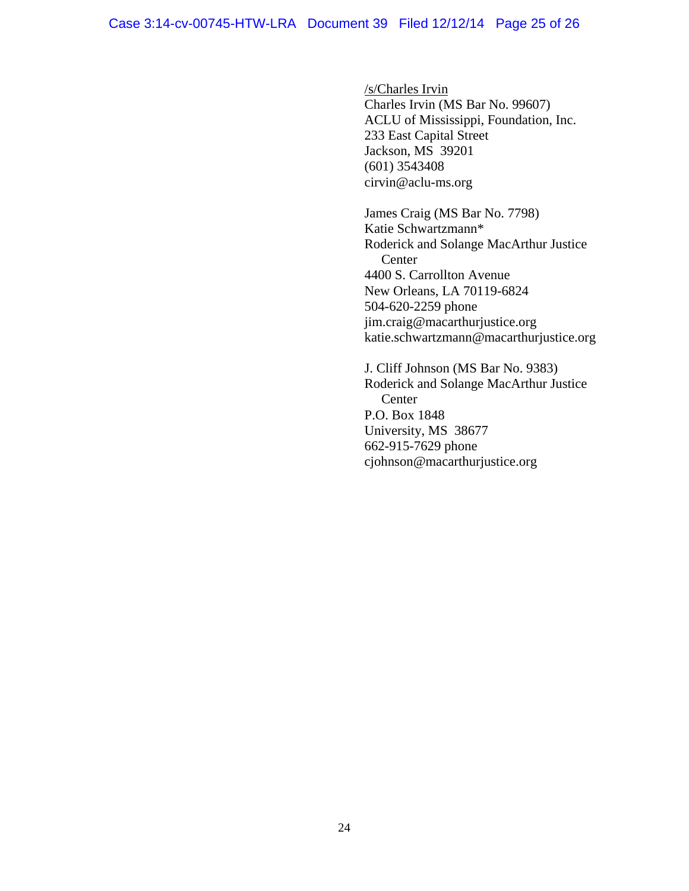/s/Charles Irvin
Charles Irvin (MS Bar No. 99607)
ACLU of Mississippi, Foundation, Inc.
233 East Capital Street
Jackson, MS 39201
(601) 3543408
cirvin@aclu-ms.org

James Craig (MS Bar No. 7798)
Katie Schwartzmann*
Roderick and Solange MacArthur Justice Center
4400 S. Carrollton Avenue
New Orleans, LA 70119-6824
504-620-2259 phone
jim.craig@macarthurjustice.org
katie.schwartzmann@macarthurjustice.org

J. Cliff Johnson (MS Bar No. 9383)
Roderick and Solange MacArthur Justice Center
P.O. Box 1848
University, MS 38677
662-915-7629 phone
cjohnson@macarthurjustice.org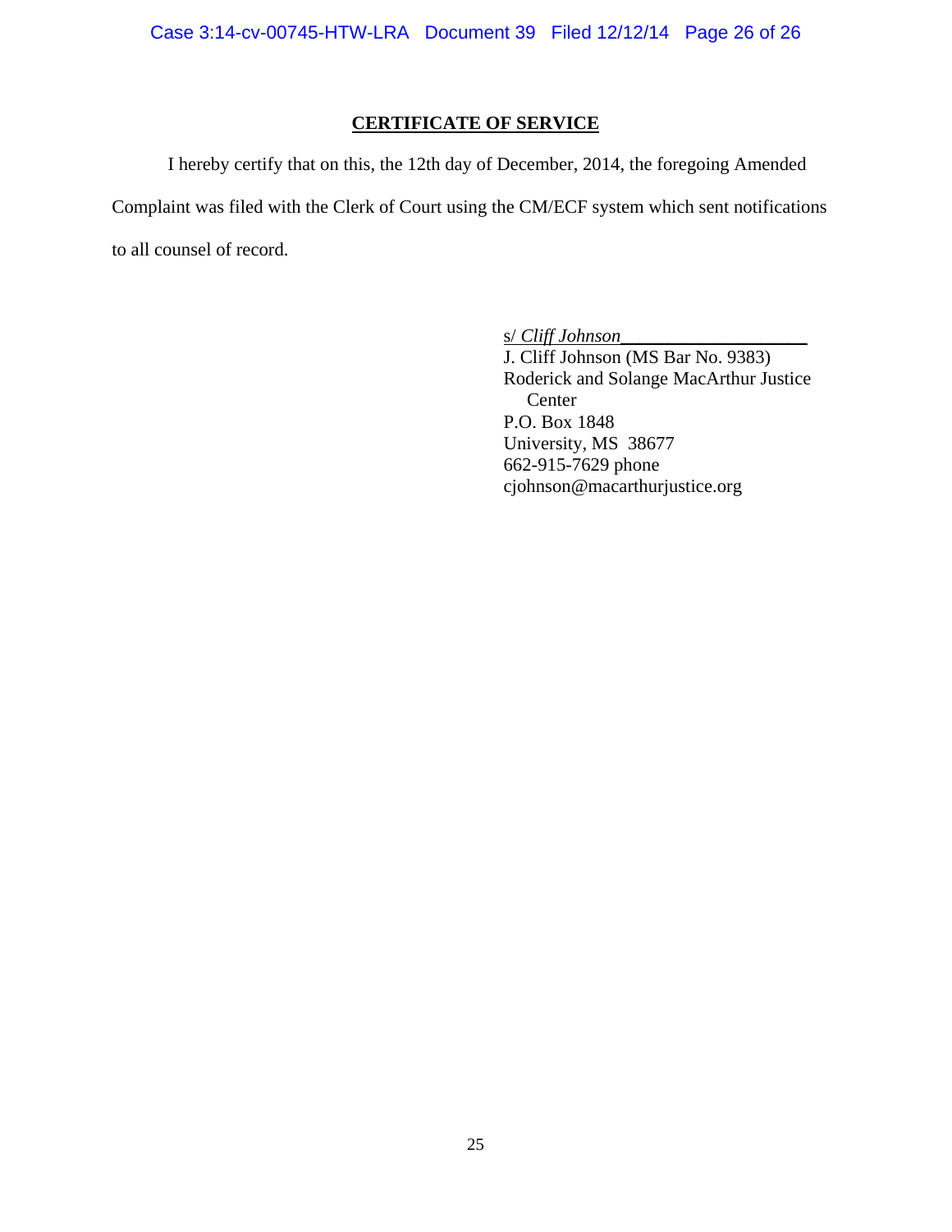## CERTIFICATE OF SERVICE

I hereby certify that on this, the 12th day of December, 2014, the foregoing Amended Complaint was filed with the Clerk of Court using the CM/ECF system which sent notifications to all counsel of record.

s/ *Cliff Johnson*\_\_\_\_\_\_\_\_\_\_\_\_\_\_\_\_\_\_\_\_
J. Cliff Johnson (MS Bar No. 9383)
Roderick and Solange MacArthur Justice Center
P.O. Box 1848
University, MS 38677
662-915-7629 phone
cjohnson@macarthurjustice.org